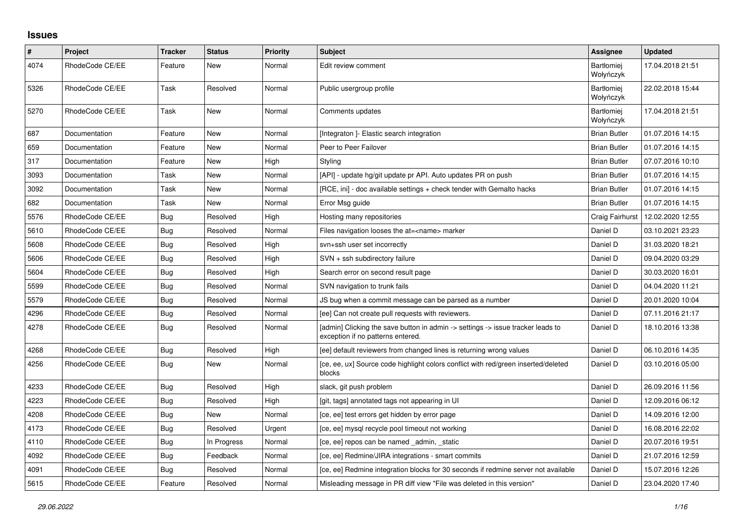# Issues

| # | Project | Tracker | Status | Priority | Subject | Assignee | Updated |
|---|---|---|---|---|---|---|---|
| 4074 | RhodeCode CE/EE | Feature | New | Normal | Edit review comment | Bartłomiej Wołyńczyk | 17.04.2018 21:51 |
| 5326 | RhodeCode CE/EE | Task | Resolved | Normal | Public usergroup profile | Bartłomiej Wołyńczyk | 22.02.2018 15:44 |
| 5270 | RhodeCode CE/EE | Task | New | Normal | Comments updates | Bartłomiej Wołyńczyk | 17.04.2018 21:51 |
| 687 | Documentation | Feature | New | Normal | [Integraton ]- Elastic search integration | Brian Butler | 01.07.2016 14:15 |
| 659 | Documentation | Feature | New | Normal | Peer to Peer Failover | Brian Butler | 01.07.2016 14:15 |
| 317 | Documentation | Feature | New | High | Styling | Brian Butler | 07.07.2016 10:10 |
| 3093 | Documentation | Task | New | Normal | [API] - update hg/git update pr API. Auto updates PR on push | Brian Butler | 01.07.2016 14:15 |
| 3092 | Documentation | Task | New | Normal | [RCE, ini] - doc available settings + check tender with Gemalto hacks | Brian Butler | 01.07.2016 14:15 |
| 682 | Documentation | Task | New | Normal | Error Msg guide | Brian Butler | 01.07.2016 14:15 |
| 5576 | RhodeCode CE/EE | Bug | Resolved | High | Hosting many repositories | Craig Fairhurst | 12.02.2020 12:55 |
| 5610 | RhodeCode CE/EE | Bug | Resolved | Normal | Files navigation looses the at=<name> marker | Daniel D | 03.10.2021 23:23 |
| 5608 | RhodeCode CE/EE | Bug | Resolved | High | svn+ssh user set incorrectly | Daniel D | 31.03.2020 18:21 |
| 5606 | RhodeCode CE/EE | Bug | Resolved | High | SVN + ssh subdirectory failure | Daniel D | 09.04.2020 03:29 |
| 5604 | RhodeCode CE/EE | Bug | Resolved | High | Search error on second result page | Daniel D | 30.03.2020 16:01 |
| 5599 | RhodeCode CE/EE | Bug | Resolved | Normal | SVN navigation to trunk fails | Daniel D | 04.04.2020 11:21 |
| 5579 | RhodeCode CE/EE | Bug | Resolved | Normal | JS bug when a commit message can be parsed as a number | Daniel D | 20.01.2020 10:04 |
| 4296 | RhodeCode CE/EE | Bug | Resolved | Normal | [ee] Can not create pull requests with reviewers. | Daniel D | 07.11.2016 21:17 |
| 4278 | RhodeCode CE/EE | Bug | Resolved | Normal | [admin] Clicking the save button in admin -> settings -> issue tracker leads to exception if no patterns entered. | Daniel D | 18.10.2016 13:38 |
| 4268 | RhodeCode CE/EE | Bug | Resolved | High | [ee] default reviewers from changed lines is returning wrong values | Daniel D | 06.10.2016 14:35 |
| 4256 | RhodeCode CE/EE | Bug | New | Normal | [ce, ee, ux] Source code highlight colors conflict with red/green inserted/deleted blocks | Daniel D | 03.10.2016 05:00 |
| 4233 | RhodeCode CE/EE | Bug | Resolved | High | slack, git push problem | Daniel D | 26.09.2016 11:56 |
| 4223 | RhodeCode CE/EE | Bug | Resolved | High | [git, tags] annotated tags not appearing in UI | Daniel D | 12.09.2016 06:12 |
| 4208 | RhodeCode CE/EE | Bug | New | Normal | [ce, ee] test errors get hidden by error page | Daniel D | 14.09.2016 12:00 |
| 4173 | RhodeCode CE/EE | Bug | Resolved | Urgent | [ce, ee] mysql recycle pool timeout not working | Daniel D | 16.08.2016 22:02 |
| 4110 | RhodeCode CE/EE | Bug | In Progress | Normal | [ce, ee] repos can be named _admin, _static | Daniel D | 20.07.2016 19:51 |
| 4092 | RhodeCode CE/EE | Bug | Feedback | Normal | [ce, ee] Redmine/JIRA integrations - smart commits | Daniel D | 21.07.2016 12:59 |
| 4091 | RhodeCode CE/EE | Bug | Resolved | Normal | [ce, ee] Redmine integration blocks for 30 seconds if redmine server not available | Daniel D | 15.07.2016 12:26 |
| 5615 | RhodeCode CE/EE | Feature | Resolved | Normal | Misleading message in PR diff view "File was deleted in this version" | Daniel D | 23.04.2020 17:40 |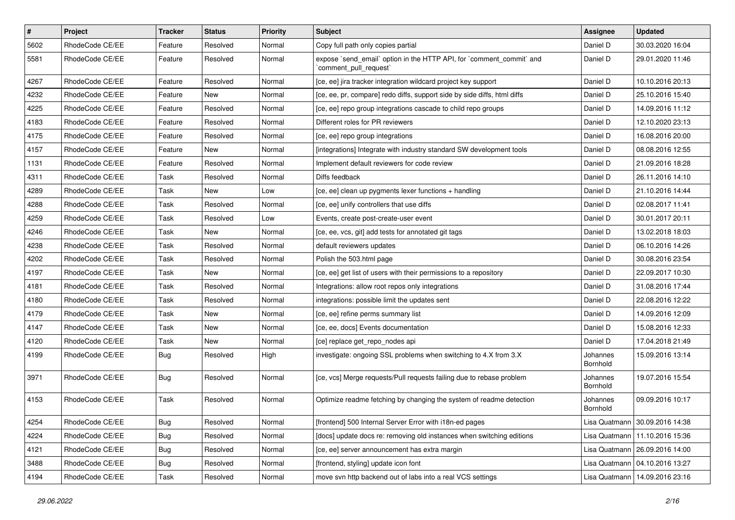| # | Project | Tracker | Status | Priority | Subject | Assignee | Updated |
|---|---|---|---|---|---|---|---|
| 5602 | RhodeCode CE/EE | Feature | Resolved | Normal | Copy full path only copies partial | Daniel D | 30.03.2020 16:04 |
| 5581 | RhodeCode CE/EE | Feature | Resolved | Normal | expose `send_email` option in the HTTP API, for `comment_commit` and `comment_pull_request` | Daniel D | 29.01.2020 11:46 |
| 4267 | RhodeCode CE/EE | Feature | Resolved | Normal | [ce, ee] jira tracker integration wildcard project key support | Daniel D | 10.10.2016 20:13 |
| 4232 | RhodeCode CE/EE | Feature | New | Normal | [ce, ee, pr, compare] redo diffs, support side by side diffs, html diffs | Daniel D | 25.10.2016 15:40 |
| 4225 | RhodeCode CE/EE | Feature | Resolved | Normal | [ce, ee] repo group integrations cascade to child repo groups | Daniel D | 14.09.2016 11:12 |
| 4183 | RhodeCode CE/EE | Feature | Resolved | Normal | Different roles for PR reviewers | Daniel D | 12.10.2020 23:13 |
| 4175 | RhodeCode CE/EE | Feature | Resolved | Normal | [ce, ee] repo group integrations | Daniel D | 16.08.2016 20:00 |
| 4157 | RhodeCode CE/EE | Feature | New | Normal | [integrations] Integrate with industry standard SW development tools | Daniel D | 08.08.2016 12:55 |
| 1131 | RhodeCode CE/EE | Feature | Resolved | Normal | Implement default reviewers for code review | Daniel D | 21.09.2016 18:28 |
| 4311 | RhodeCode CE/EE | Task | Resolved | Normal | Diffs feedback | Daniel D | 26.11.2016 14:10 |
| 4289 | RhodeCode CE/EE | Task | New | Low | [ce, ee] clean up pygments lexer functions + handling | Daniel D | 21.10.2016 14:44 |
| 4288 | RhodeCode CE/EE | Task | Resolved | Normal | [ce, ee] unify controllers that use diffs | Daniel D | 02.08.2017 11:41 |
| 4259 | RhodeCode CE/EE | Task | Resolved | Low | Events, create post-create-user event | Daniel D | 30.01.2017 20:11 |
| 4246 | RhodeCode CE/EE | Task | New | Normal | [ce, ee, vcs, git] add tests for annotated git tags | Daniel D | 13.02.2018 18:03 |
| 4238 | RhodeCode CE/EE | Task | Resolved | Normal | default reviewers updates | Daniel D | 06.10.2016 14:26 |
| 4202 | RhodeCode CE/EE | Task | Resolved | Normal | Polish the 503.html page | Daniel D | 30.08.2016 23:54 |
| 4197 | RhodeCode CE/EE | Task | New | Normal | [ce, ee] get list of users with their permissions to a repository | Daniel D | 22.09.2017 10:30 |
| 4181 | RhodeCode CE/EE | Task | Resolved | Normal | Integrations: allow root repos only integrations | Daniel D | 31.08.2016 17:44 |
| 4180 | RhodeCode CE/EE | Task | Resolved | Normal | integrations: possible limit the updates sent | Daniel D | 22.08.2016 12:22 |
| 4179 | RhodeCode CE/EE | Task | New | Normal | [ce, ee] refine perms summary list | Daniel D | 14.09.2016 12:09 |
| 4147 | RhodeCode CE/EE | Task | New | Normal | [ce, ee, docs] Events documentation | Daniel D | 15.08.2016 12:33 |
| 4120 | RhodeCode CE/EE | Task | New | Normal | [ce] replace get_repo_nodes api | Daniel D | 17.04.2018 21:49 |
| 4199 | RhodeCode CE/EE | Bug | Resolved | High | investigate: ongoing SSL problems when switching to 4.X from 3.X | Johannes Bornhold | 15.09.2016 13:14 |
| 3971 | RhodeCode CE/EE | Bug | Resolved | Normal | [ce, vcs] Merge requests/Pull requests failing due to rebase problem | Johannes Bornhold | 19.07.2016 15:54 |
| 4153 | RhodeCode CE/EE | Task | Resolved | Normal | Optimize readme fetching by changing the system of readme detection | Johannes Bornhold | 09.09.2016 10:17 |
| 4254 | RhodeCode CE/EE | Bug | Resolved | Normal | [frontend] 500 Internal Server Error with i18n-ed pages | Lisa Quatmann | 30.09.2016 14:38 |
| 4224 | RhodeCode CE/EE | Bug | Resolved | Normal | [docs] update docs re: removing old instances when switching editions | Lisa Quatmann | 11.10.2016 15:36 |
| 4121 | RhodeCode CE/EE | Bug | Resolved | Normal | [ce, ee] server announcement has extra margin | Lisa Quatmann | 26.09.2016 14:00 |
| 3488 | RhodeCode CE/EE | Bug | Resolved | Normal | [frontend, styling] update icon font | Lisa Quatmann | 04.10.2016 13:27 |
| 4194 | RhodeCode CE/EE | Task | Resolved | Normal | move svn http backend out of labs into a real VCS settings | Lisa Quatmann | 14.09.2016 23:16 |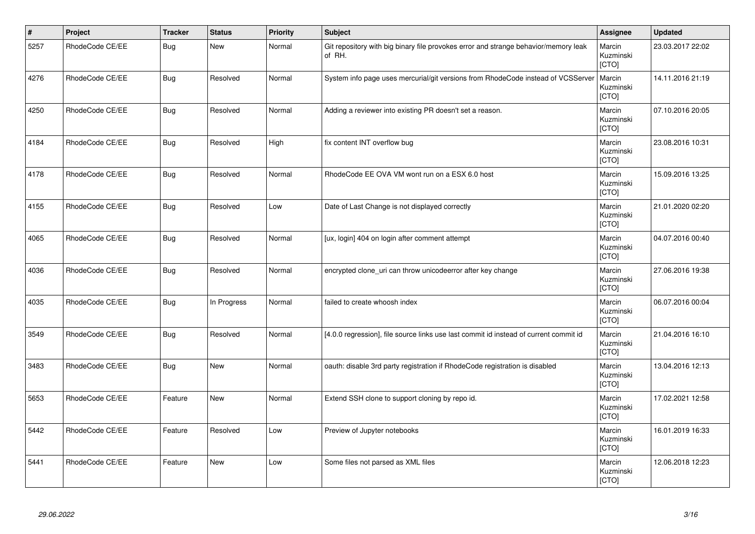| # | Project | Tracker | Status | Priority | Subject | Assignee | Updated |
|---|---|---|---|---|---|---|---|
| 5257 | RhodeCode CE/EE | Bug | New | Normal | Git repository with big binary file provokes error and strange behavior/memory leak of RH. | Marcin Kuzminski [CTO] | 23.03.2017 22:02 |
| 4276 | RhodeCode CE/EE | Bug | Resolved | Normal | System info page uses mercurial/git versions from RhodeCode instead of VCSServer | Marcin Kuzminski [CTO] | 14.11.2016 21:19 |
| 4250 | RhodeCode CE/EE | Bug | Resolved | Normal | Adding a reviewer into existing PR doesn't set a reason. | Marcin Kuzminski [CTO] | 07.10.2016 20:05 |
| 4184 | RhodeCode CE/EE | Bug | Resolved | High | fix content INT overflow bug | Marcin Kuzminski [CTO] | 23.08.2016 10:31 |
| 4178 | RhodeCode CE/EE | Bug | Resolved | Normal | RhodeCode EE OVA VM wont run on a ESX 6.0 host | Marcin Kuzminski [CTO] | 15.09.2016 13:25 |
| 4155 | RhodeCode CE/EE | Bug | Resolved | Low | Date of Last Change is not displayed correctly | Marcin Kuzminski [CTO] | 21.01.2020 02:20 |
| 4065 | RhodeCode CE/EE | Bug | Resolved | Normal | [ux, login] 404 on login after comment attempt | Marcin Kuzminski [CTO] | 04.07.2016 00:40 |
| 4036 | RhodeCode CE/EE | Bug | Resolved | Normal | encrypted clone_uri can throw unicodeerror after key change | Marcin Kuzminski [CTO] | 27.06.2016 19:38 |
| 4035 | RhodeCode CE/EE | Bug | In Progress | Normal | failed to create whoosh index | Marcin Kuzminski [CTO] | 06.07.2016 00:04 |
| 3549 | RhodeCode CE/EE | Bug | Resolved | Normal | [4.0.0 regression], file source links use last commit id instead of current commit id | Marcin Kuzminski [CTO] | 21.04.2016 16:10 |
| 3483 | RhodeCode CE/EE | Bug | New | Normal | oauth: disable 3rd party registration if RhodeCode registration is disabled | Marcin Kuzminski [CTO] | 13.04.2016 12:13 |
| 5653 | RhodeCode CE/EE | Feature | New | Normal | Extend SSH clone to support cloning by repo id. | Marcin Kuzminski [CTO] | 17.02.2021 12:58 |
| 5442 | RhodeCode CE/EE | Feature | Resolved | Low | Preview of Jupyter notebooks | Marcin Kuzminski [CTO] | 16.01.2019 16:33 |
| 5441 | RhodeCode CE/EE | Feature | New | Low | Some files not parsed as XML files | Marcin Kuzminski [CTO] | 12.06.2018 12:23 |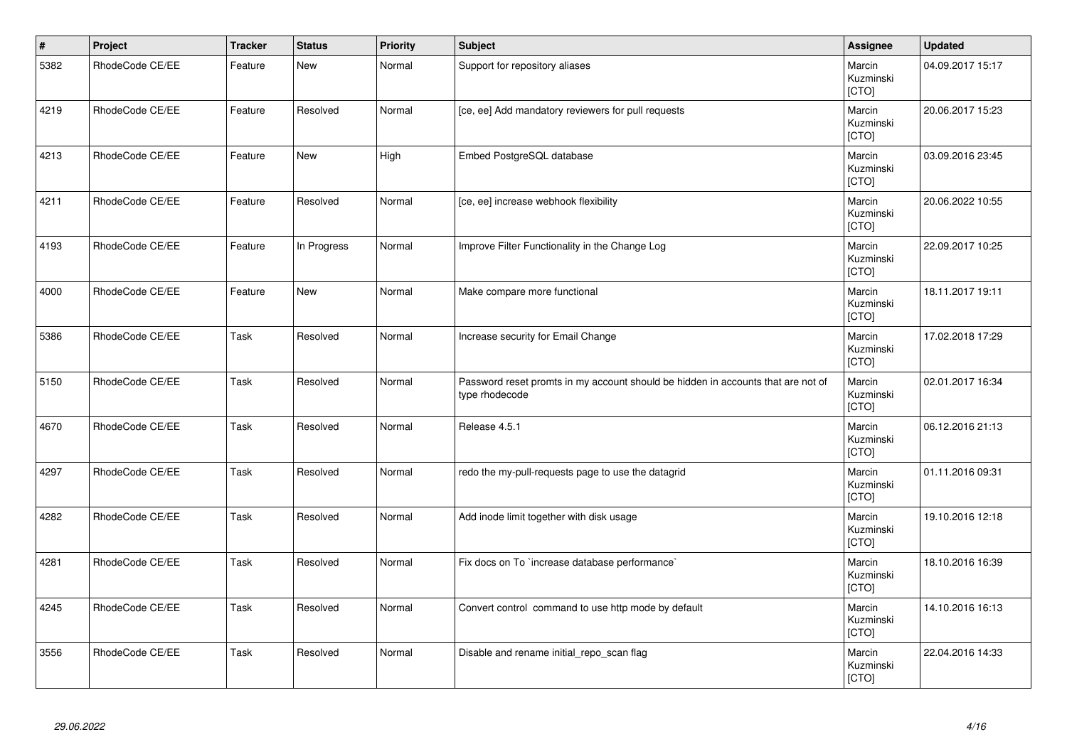| # | Project | Tracker | Status | Priority | Subject | Assignee | Updated |
|---|---|---|---|---|---|---|---|
| 5382 | RhodeCode CE/EE | Feature | New | Normal | Support for repository aliases | Marcin Kuzminski [CTO] | 04.09.2017 15:17 |
| 4219 | RhodeCode CE/EE | Feature | Resolved | Normal | [ce, ee] Add mandatory reviewers for pull requests | Marcin Kuzminski [CTO] | 20.06.2017 15:23 |
| 4213 | RhodeCode CE/EE | Feature | New | High | Embed PostgreSQL database | Marcin Kuzminski [CTO] | 03.09.2016 23:45 |
| 4211 | RhodeCode CE/EE | Feature | Resolved | Normal | [ce, ee] increase webhook flexibility | Marcin Kuzminski [CTO] | 20.06.2022 10:55 |
| 4193 | RhodeCode CE/EE | Feature | In Progress | Normal | Improve Filter Functionality in the Change Log | Marcin Kuzminski [CTO] | 22.09.2017 10:25 |
| 4000 | RhodeCode CE/EE | Feature | New | Normal | Make compare more functional | Marcin Kuzminski [CTO] | 18.11.2017 19:11 |
| 5386 | RhodeCode CE/EE | Task | Resolved | Normal | Increase security for Email Change | Marcin Kuzminski [CTO] | 17.02.2018 17:29 |
| 5150 | RhodeCode CE/EE | Task | Resolved | Normal | Password reset promts in my account should be hidden in accounts that are not of type rhodecode | Marcin Kuzminski [CTO] | 02.01.2017 16:34 |
| 4670 | RhodeCode CE/EE | Task | Resolved | Normal | Release 4.5.1 | Marcin Kuzminski [CTO] | 06.12.2016 21:13 |
| 4297 | RhodeCode CE/EE | Task | Resolved | Normal | redo the my-pull-requests page to use the datagrid | Marcin Kuzminski [CTO] | 01.11.2016 09:31 |
| 4282 | RhodeCode CE/EE | Task | Resolved | Normal | Add inode limit together with disk usage | Marcin Kuzminski [CTO] | 19.10.2016 12:18 |
| 4281 | RhodeCode CE/EE | Task | Resolved | Normal | Fix docs on To `increase database performance` | Marcin Kuzminski [CTO] | 18.10.2016 16:39 |
| 4245 | RhodeCode CE/EE | Task | Resolved | Normal | Convert control command to use http mode by default | Marcin Kuzminski [CTO] | 14.10.2016 16:13 |
| 3556 | RhodeCode CE/EE | Task | Resolved | Normal | Disable and rename initial_repo_scan flag | Marcin Kuzminski [CTO] | 22.04.2016 14:33 |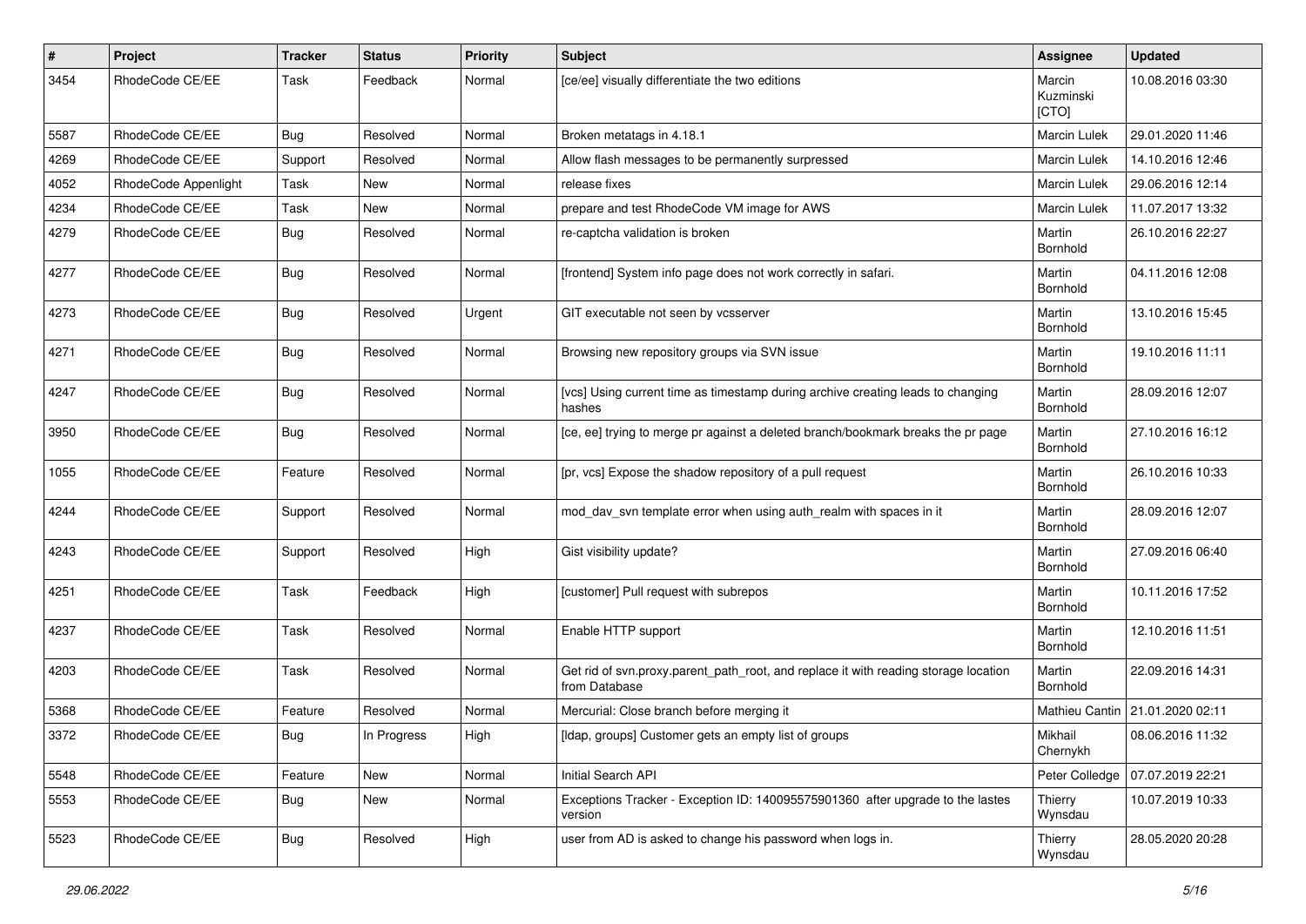| # | Project | Tracker | Status | Priority | Subject | Assignee | Updated |
|---|---|---|---|---|---|---|---|
| 3454 | RhodeCode CE/EE | Task | Feedback | Normal | [ce/ee] visually differentiate the two editions | Marcin Kuzminski [CTO] | 10.08.2016 03:30 |
| 5587 | RhodeCode CE/EE | Bug | Resolved | Normal | Broken metatags in 4.18.1 | Marcin Lulek | 29.01.2020 11:46 |
| 4269 | RhodeCode CE/EE | Support | Resolved | Normal | Allow flash messages to be permanently surpressed | Marcin Lulek | 14.10.2016 12:46 |
| 4052 | RhodeCode Appenlight | Task | New | Normal | release fixes | Marcin Lulek | 29.06.2016 12:14 |
| 4234 | RhodeCode CE/EE | Task | New | Normal | prepare and test RhodeCode VM image for AWS | Marcin Lulek | 11.07.2017 13:32 |
| 4279 | RhodeCode CE/EE | Bug | Resolved | Normal | re-captcha validation is broken | Martin Bornhold | 26.10.2016 22:27 |
| 4277 | RhodeCode CE/EE | Bug | Resolved | Normal | [frontend] System info page does not work correctly in safari. | Martin Bornhold | 04.11.2016 12:08 |
| 4273 | RhodeCode CE/EE | Bug | Resolved | Urgent | GIT executable not seen by vcsserver | Martin Bornhold | 13.10.2016 15:45 |
| 4271 | RhodeCode CE/EE | Bug | Resolved | Normal | Browsing new repository groups via SVN issue | Martin Bornhold | 19.10.2016 11:11 |
| 4247 | RhodeCode CE/EE | Bug | Resolved | Normal | [vcs] Using current time as timestamp during archive creating leads to changing hashes | Martin Bornhold | 28.09.2016 12:07 |
| 3950 | RhodeCode CE/EE | Bug | Resolved | Normal | [ce, ee] trying to merge pr against a deleted branch/bookmark breaks the pr page | Martin Bornhold | 27.10.2016 16:12 |
| 1055 | RhodeCode CE/EE | Feature | Resolved | Normal | [pr, vcs] Expose the shadow repository of a pull request | Martin Bornhold | 26.10.2016 10:33 |
| 4244 | RhodeCode CE/EE | Support | Resolved | Normal | mod_dav_svn template error when using auth_realm with spaces in it | Martin Bornhold | 28.09.2016 12:07 |
| 4243 | RhodeCode CE/EE | Support | Resolved | High | Gist visibility update? | Martin Bornhold | 27.09.2016 06:40 |
| 4251 | RhodeCode CE/EE | Task | Feedback | High | [customer] Pull request with subrepos | Martin Bornhold | 10.11.2016 17:52 |
| 4237 | RhodeCode CE/EE | Task | Resolved | Normal | Enable HTTP support | Martin Bornhold | 12.10.2016 11:51 |
| 4203 | RhodeCode CE/EE | Task | Resolved | Normal | Get rid of svn.proxy.parent_path_root, and replace it with reading storage location from Database | Martin Bornhold | 22.09.2016 14:31 |
| 5368 | RhodeCode CE/EE | Feature | Resolved | Normal | Mercurial: Close branch before merging it | Mathieu Cantin | 21.01.2020 02:11 |
| 3372 | RhodeCode CE/EE | Bug | In Progress | High | [ldap, groups] Customer gets an empty list of groups | Mikhail Chernykh | 08.06.2016 11:32 |
| 5548 | RhodeCode CE/EE | Feature | New | Normal | Initial Search API | Peter Colledge | 07.07.2019 22:21 |
| 5553 | RhodeCode CE/EE | Bug | New | Normal | Exceptions Tracker - Exception ID: 140095575901360 after upgrade to the lastes version | Thierry Wynsdau | 10.07.2019 10:33 |
| 5523 | RhodeCode CE/EE | Bug | Resolved | High | user from AD is asked to change his password when logs in. | Thierry Wynsdau | 28.05.2020 20:28 |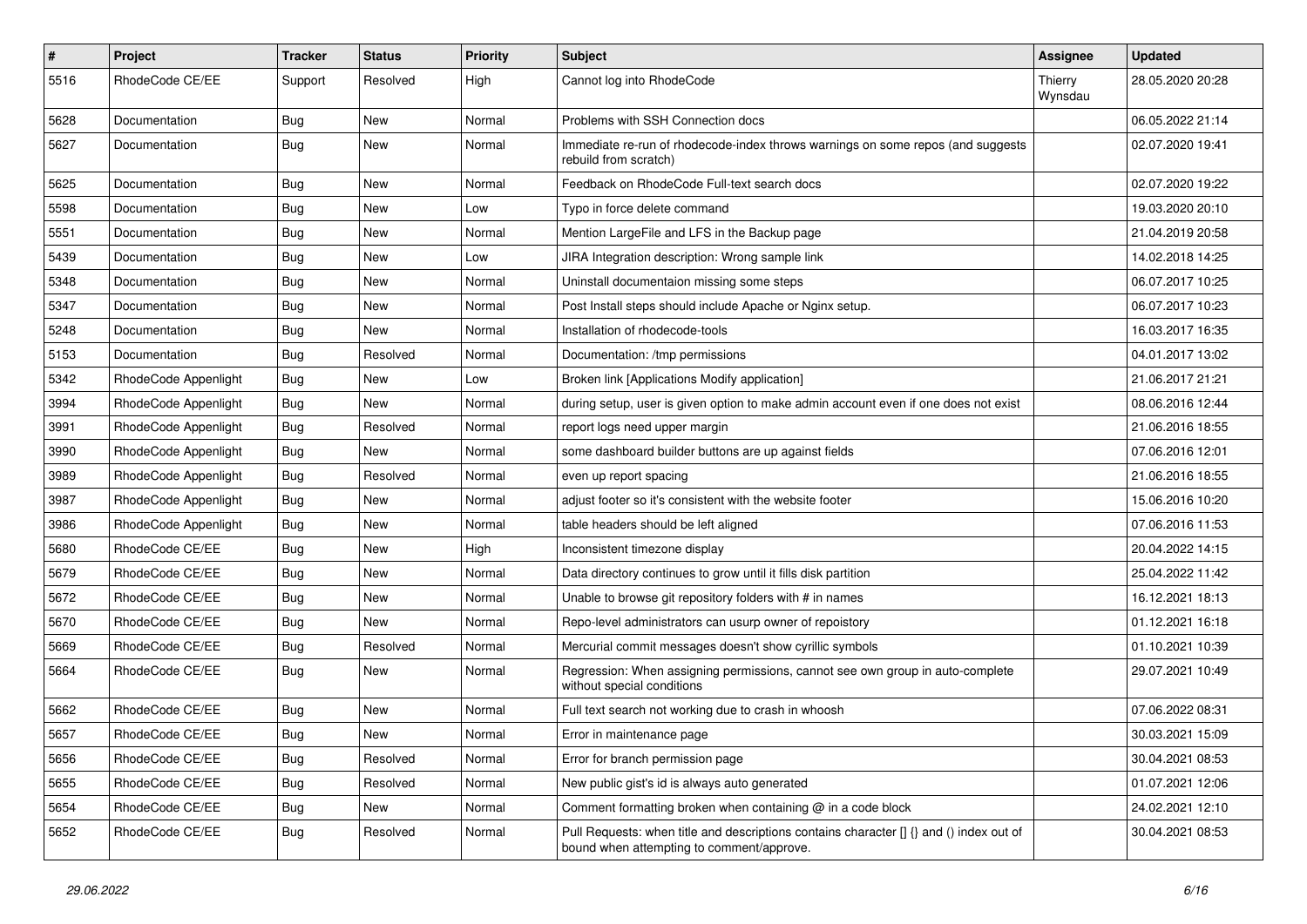| # | Project | Tracker | Status | Priority | Subject | Assignee | Updated |
|---|---|---|---|---|---|---|---|
| 5516 | RhodeCode CE/EE | Support | Resolved | High | Cannot log into RhodeCode | Thierry Wynsdau | 28.05.2020 20:28 |
| 5628 | Documentation | Bug | New | Normal | Problems with SSH Connection docs | | 06.05.2022 21:14 |
| 5627 | Documentation | Bug | New | Normal | Immediate re-run of rhodecode-index throws warnings on some repos (and suggests rebuild from scratch) | | 02.07.2020 19:41 |
| 5625 | Documentation | Bug | New | Normal | Feedback on RhodeCode Full-text search docs | | 02.07.2020 19:22 |
| 5598 | Documentation | Bug | New | Low | Typo in force delete command | | 19.03.2020 20:10 |
| 5551 | Documentation | Bug | New | Normal | Mention LargeFile and LFS in the Backup page | | 21.04.2019 20:58 |
| 5439 | Documentation | Bug | New | Low | JIRA Integration description: Wrong sample link | | 14.02.2018 14:25 |
| 5348 | Documentation | Bug | New | Normal | Uninstall documentaion missing some steps | | 06.07.2017 10:25 |
| 5347 | Documentation | Bug | New | Normal | Post Install steps should include Apache or Nginx setup. | | 06.07.2017 10:23 |
| 5248 | Documentation | Bug | New | Normal | Installation of rhodecode-tools | | 16.03.2017 16:35 |
| 5153 | Documentation | Bug | Resolved | Normal | Documentation: /tmp permissions | | 04.01.2017 13:02 |
| 5342 | RhodeCode Appenlight | Bug | New | Low | Broken link [Applications Modify application] | | 21.06.2017 21:21 |
| 3994 | RhodeCode Appenlight | Bug | New | Normal | during setup, user is given option to make admin account even if one does not exist | | 08.06.2016 12:44 |
| 3991 | RhodeCode Appenlight | Bug | Resolved | Normal | report logs need upper margin | | 21.06.2016 18:55 |
| 3990 | RhodeCode Appenlight | Bug | New | Normal | some dashboard builder buttons are up against fields | | 07.06.2016 12:01 |
| 3989 | RhodeCode Appenlight | Bug | Resolved | Normal | even up report spacing | | 21.06.2016 18:55 |
| 3987 | RhodeCode Appenlight | Bug | New | Normal | adjust footer so it's consistent with the website footer | | 15.06.2016 10:20 |
| 3986 | RhodeCode Appenlight | Bug | New | Normal | table headers should be left aligned | | 07.06.2016 11:53 |
| 5680 | RhodeCode CE/EE | Bug | New | High | Inconsistent timezone display | | 20.04.2022 14:15 |
| 5679 | RhodeCode CE/EE | Bug | New | Normal | Data directory continues to grow until it fills disk partition | | 25.04.2022 11:42 |
| 5672 | RhodeCode CE/EE | Bug | New | Normal | Unable to browse git repository folders with # in names | | 16.12.2021 18:13 |
| 5670 | RhodeCode CE/EE | Bug | New | Normal | Repo-level administrators can usurp owner of repoistory | | 01.12.2021 16:18 |
| 5669 | RhodeCode CE/EE | Bug | Resolved | Normal | Mercurial commit messages doesn't show cyrillic symbols | | 01.10.2021 10:39 |
| 5664 | RhodeCode CE/EE | Bug | New | Normal | Regression: When assigning permissions, cannot see own group in auto-complete without special conditions | | 29.07.2021 10:49 |
| 5662 | RhodeCode CE/EE | Bug | New | Normal | Full text search not working due to crash in whoosh | | 07.06.2022 08:31 |
| 5657 | RhodeCode CE/EE | Bug | New | Normal | Error in maintenance page | | 30.03.2021 15:09 |
| 5656 | RhodeCode CE/EE | Bug | Resolved | Normal | Error for branch permission page | | 30.04.2021 08:53 |
| 5655 | RhodeCode CE/EE | Bug | Resolved | Normal | New public gist's id is always auto generated | | 01.07.2021 12:06 |
| 5654 | RhodeCode CE/EE | Bug | New | Normal | Comment formatting broken when containing @ in a code block | | 24.02.2021 12:10 |
| 5652 | RhodeCode CE/EE | Bug | Resolved | Normal | Pull Requests: when title and descriptions contains character [] {} and () index out of bound when attempting to comment/approve. | | 30.04.2021 08:53 |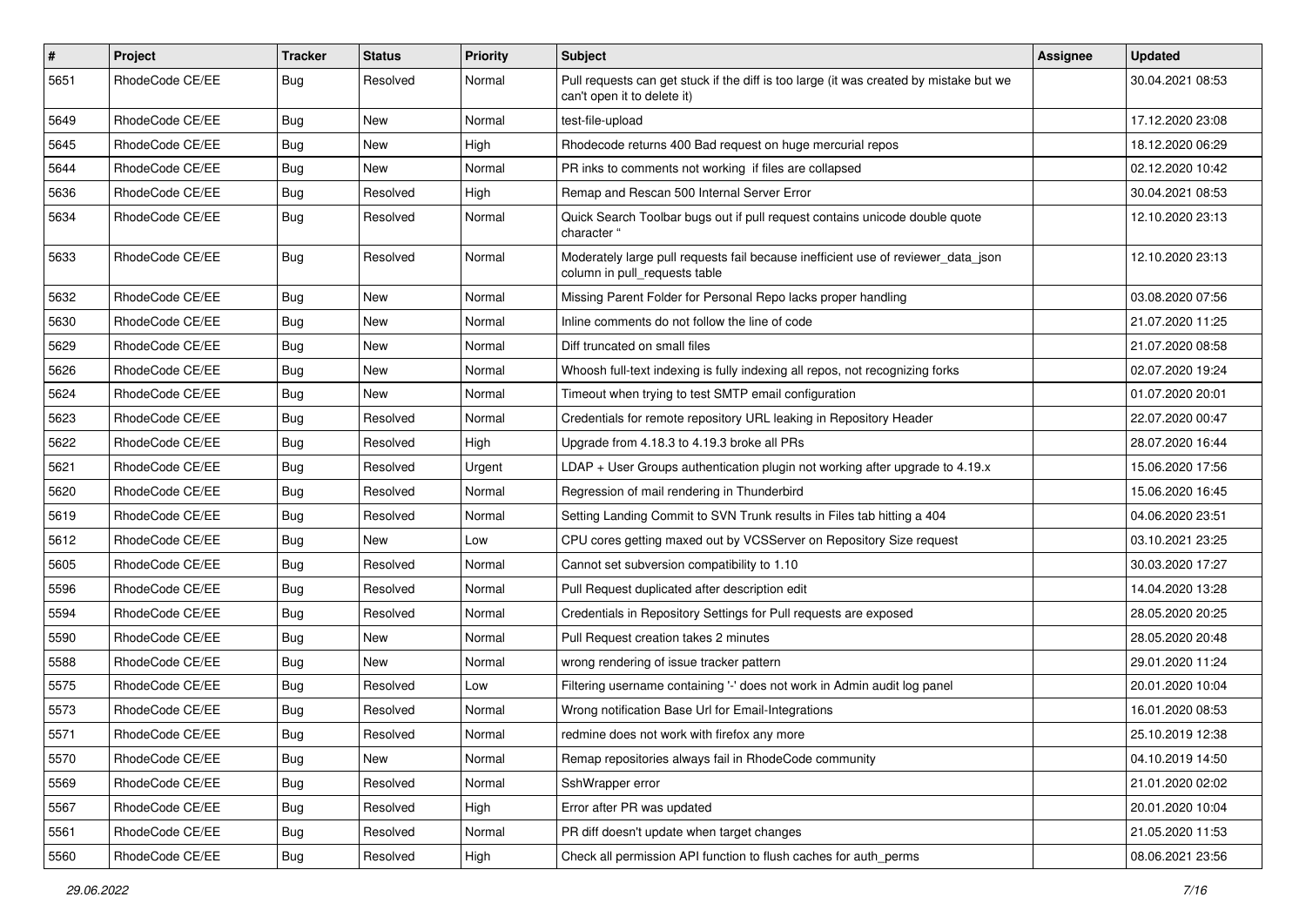| # | Project | Tracker | Status | Priority | Subject | Assignee | Updated |
|---|---|---|---|---|---|---|---|
| 5651 | RhodeCode CE/EE | Bug | Resolved | Normal | Pull requests can get stuck if the diff is too large (it was created by mistake but we can't open it to delete it) | | 30.04.2021 08:53 |
| 5649 | RhodeCode CE/EE | Bug | New | Normal | test-file-upload | | 17.12.2020 23:08 |
| 5645 | RhodeCode CE/EE | Bug | New | High | Rhodecode returns 400 Bad request on huge mercurial repos | | 18.12.2020 06:29 |
| 5644 | RhodeCode CE/EE | Bug | New | Normal | PR inks to comments not working if files are collapsed | | 02.12.2020 10:42 |
| 5636 | RhodeCode CE/EE | Bug | Resolved | High | Remap and Rescan 500 Internal Server Error | | 30.04.2021 08:53 |
| 5634 | RhodeCode CE/EE | Bug | Resolved | Normal | Quick Search Toolbar bugs out if pull request contains unicode double quote character " | | 12.10.2020 23:13 |
| 5633 | RhodeCode CE/EE | Bug | Resolved | Normal | Moderately large pull requests fail because inefficient use of reviewer_data_json column in pull_requests table | | 12.10.2020 23:13 |
| 5632 | RhodeCode CE/EE | Bug | New | Normal | Missing Parent Folder for Personal Repo lacks proper handling | | 03.08.2020 07:56 |
| 5630 | RhodeCode CE/EE | Bug | New | Normal | Inline comments do not follow the line of code | | 21.07.2020 11:25 |
| 5629 | RhodeCode CE/EE | Bug | New | Normal | Diff truncated on small files | | 21.07.2020 08:58 |
| 5626 | RhodeCode CE/EE | Bug | New | Normal | Whoosh full-text indexing is fully indexing all repos, not recognizing forks | | 02.07.2020 19:24 |
| 5624 | RhodeCode CE/EE | Bug | New | Normal | Timeout when trying to test SMTP email configuration | | 01.07.2020 20:01 |
| 5623 | RhodeCode CE/EE | Bug | Resolved | Normal | Credentials for remote repository URL leaking in Repository Header | | 22.07.2020 00:47 |
| 5622 | RhodeCode CE/EE | Bug | Resolved | High | Upgrade from 4.18.3 to 4.19.3 broke all PRs | | 28.07.2020 16:44 |
| 5621 | RhodeCode CE/EE | Bug | Resolved | Urgent | LDAP + User Groups authentication plugin not working after upgrade to 4.19.x | | 15.06.2020 17:56 |
| 5620 | RhodeCode CE/EE | Bug | Resolved | Normal | Regression of mail rendering in Thunderbird | | 15.06.2020 16:45 |
| 5619 | RhodeCode CE/EE | Bug | Resolved | Normal | Setting Landing Commit to SVN Trunk results in Files tab hitting a 404 | | 04.06.2020 23:51 |
| 5612 | RhodeCode CE/EE | Bug | New | Low | CPU cores getting maxed out by VCSServer on Repository Size request | | 03.10.2021 23:25 |
| 5605 | RhodeCode CE/EE | Bug | Resolved | Normal | Cannot set subversion compatibility to 1.10 | | 30.03.2020 17:27 |
| 5596 | RhodeCode CE/EE | Bug | Resolved | Normal | Pull Request duplicated after description edit | | 14.04.2020 13:28 |
| 5594 | RhodeCode CE/EE | Bug | Resolved | Normal | Credentials in Repository Settings for Pull requests are exposed | | 28.05.2020 20:25 |
| 5590 | RhodeCode CE/EE | Bug | New | Normal | Pull Request creation takes 2 minutes | | 28.05.2020 20:48 |
| 5588 | RhodeCode CE/EE | Bug | New | Normal | wrong rendering of issue tracker pattern | | 29.01.2020 11:24 |
| 5575 | RhodeCode CE/EE | Bug | Resolved | Low | Filtering username containing '-' does not work in Admin audit log panel | | 20.01.2020 10:04 |
| 5573 | RhodeCode CE/EE | Bug | Resolved | Normal | Wrong notification Base Url for Email-Integrations | | 16.01.2020 08:53 |
| 5571 | RhodeCode CE/EE | Bug | Resolved | Normal | redmine does not work with firefox any more | | 25.10.2019 12:38 |
| 5570 | RhodeCode CE/EE | Bug | New | Normal | Remap repositories always fail in RhodeCode community | | 04.10.2019 14:50 |
| 5569 | RhodeCode CE/EE | Bug | Resolved | Normal | SshWrapper error | | 21.01.2020 02:02 |
| 5567 | RhodeCode CE/EE | Bug | Resolved | High | Error after PR was updated | | 20.01.2020 10:04 |
| 5561 | RhodeCode CE/EE | Bug | Resolved | Normal | PR diff doesn't update when target changes | | 21.05.2020 11:53 |
| 5560 | RhodeCode CE/EE | Bug | Resolved | High | Check all permission API function to flush caches for auth_perms | | 08.06.2021 23:56 |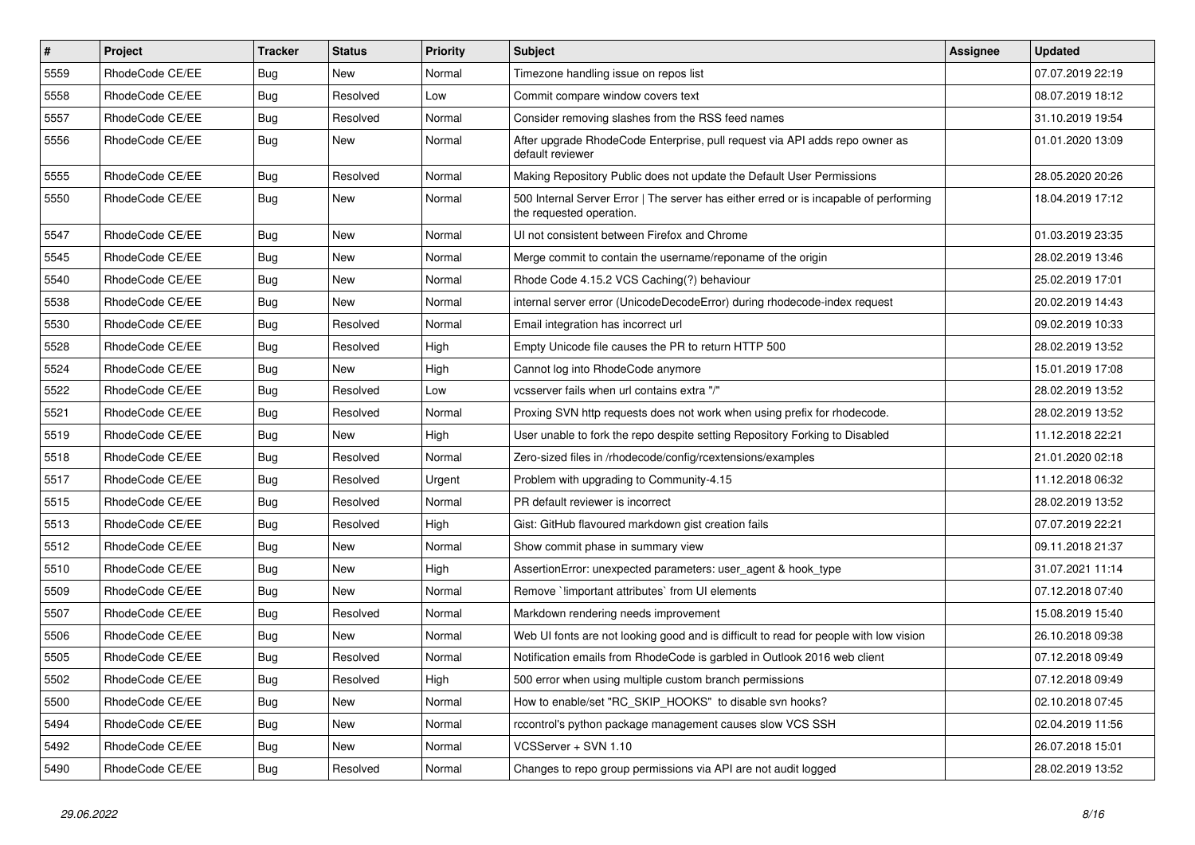| # | Project | Tracker | Status | Priority | Subject | Assignee | Updated |
|---|---|---|---|---|---|---|---|
| 5559 | RhodeCode CE/EE | Bug | New | Normal | Timezone handling issue on repos list | | 07.07.2019 22:19 |
| 5558 | RhodeCode CE/EE | Bug | Resolved | Low | Commit compare window covers text | | 08.07.2019 18:12 |
| 5557 | RhodeCode CE/EE | Bug | Resolved | Normal | Consider removing slashes from the RSS feed names | | 31.10.2019 19:54 |
| 5556 | RhodeCode CE/EE | Bug | New | Normal | After upgrade RhodeCode Enterprise, pull request via API adds repo owner as default reviewer | | 01.01.2020 13:09 |
| 5555 | RhodeCode CE/EE | Bug | Resolved | Normal | Making Repository Public does not update the Default User Permissions | | 28.05.2020 20:26 |
| 5550 | RhodeCode CE/EE | Bug | New | Normal | 500 Internal Server Error \| The server has either erred or is incapable of performing the requested operation. | | 18.04.2019 17:12 |
| 5547 | RhodeCode CE/EE | Bug | New | Normal | UI not consistent between Firefox and Chrome | | 01.03.2019 23:35 |
| 5545 | RhodeCode CE/EE | Bug | New | Normal | Merge commit to contain the username/reponame of the origin | | 28.02.2019 13:46 |
| 5540 | RhodeCode CE/EE | Bug | New | Normal | Rhode Code 4.15.2 VCS Caching(?) behaviour | | 25.02.2019 17:01 |
| 5538 | RhodeCode CE/EE | Bug | New | Normal | internal server error (UnicodeDecodeError) during rhodecode-index request | | 20.02.2019 14:43 |
| 5530 | RhodeCode CE/EE | Bug | Resolved | Normal | Email integration has incorrect url | | 09.02.2019 10:33 |
| 5528 | RhodeCode CE/EE | Bug | Resolved | High | Empty Unicode file causes the PR to return HTTP 500 | | 28.02.2019 13:52 |
| 5524 | RhodeCode CE/EE | Bug | New | High | Cannot log into RhodeCode anymore | | 15.01.2019 17:08 |
| 5522 | RhodeCode CE/EE | Bug | Resolved | Low | vcsserver fails when url contains extra "/" | | 28.02.2019 13:52 |
| 5521 | RhodeCode CE/EE | Bug | Resolved | Normal | Proxing SVN http requests does not work when using prefix for rhodecode. | | 28.02.2019 13:52 |
| 5519 | RhodeCode CE/EE | Bug | New | High | User unable to fork the repo despite setting Repository Forking to Disabled | | 11.12.2018 22:21 |
| 5518 | RhodeCode CE/EE | Bug | Resolved | Normal | Zero-sized files in /rhodecode/config/rcextensions/examples | | 21.01.2020 02:18 |
| 5517 | RhodeCode CE/EE | Bug | Resolved | Urgent | Problem with upgrading to Community-4.15 | | 11.12.2018 06:32 |
| 5515 | RhodeCode CE/EE | Bug | Resolved | Normal | PR default reviewer is incorrect | | 28.02.2019 13:52 |
| 5513 | RhodeCode CE/EE | Bug | Resolved | High | Gist: GitHub flavoured markdown gist creation fails | | 07.07.2019 22:21 |
| 5512 | RhodeCode CE/EE | Bug | New | Normal | Show commit phase in summary view | | 09.11.2018 21:37 |
| 5510 | RhodeCode CE/EE | Bug | New | High | AssertionError: unexpected parameters: user_agent & hook_type | | 31.07.2021 11:14 |
| 5509 | RhodeCode CE/EE | Bug | New | Normal | Remove `!important attributes` from UI elements | | 07.12.2018 07:40 |
| 5507 | RhodeCode CE/EE | Bug | Resolved | Normal | Markdown rendering needs improvement | | 15.08.2019 15:40 |
| 5506 | RhodeCode CE/EE | Bug | New | Normal | Web UI fonts are not looking good and is difficult to read for people with low vision | | 26.10.2018 09:38 |
| 5505 | RhodeCode CE/EE | Bug | Resolved | Normal | Notification emails from RhodeCode is garbled in Outlook 2016 web client | | 07.12.2018 09:49 |
| 5502 | RhodeCode CE/EE | Bug | Resolved | High | 500 error when using multiple custom branch permissions | | 07.12.2018 09:49 |
| 5500 | RhodeCode CE/EE | Bug | New | Normal | How to enable/set "RC_SKIP_HOOKS" to disable svn hooks? | | 02.10.2018 07:45 |
| 5494 | RhodeCode CE/EE | Bug | New | Normal | rccontrol's python package management causes slow VCS SSH | | 02.04.2019 11:56 |
| 5492 | RhodeCode CE/EE | Bug | New | Normal | VCSServer + SVN 1.10 | | 26.07.2018 15:01 |
| 5490 | RhodeCode CE/EE | Bug | Resolved | Normal | Changes to repo group permissions via API are not audit logged | | 28.02.2019 13:52 |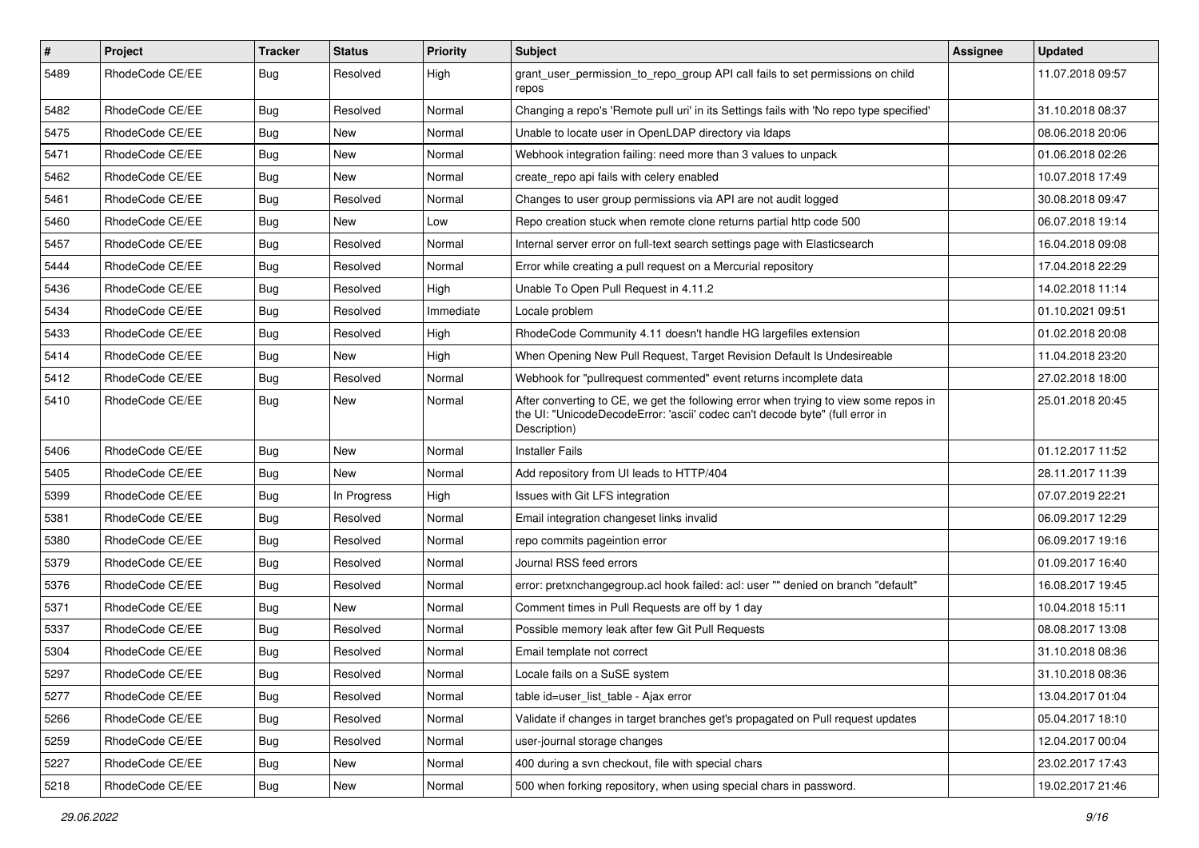| # | Project | Tracker | Status | Priority | Subject | Assignee | Updated |
|---|---|---|---|---|---|---|---|
| 5489 | RhodeCode CE/EE | Bug | Resolved | High | grant_user_permission_to_repo_group API call fails to set permissions on child repos | | 11.07.2018 09:57 |
| 5482 | RhodeCode CE/EE | Bug | Resolved | Normal | Changing a repo's 'Remote pull uri' in its Settings fails with 'No repo type specified' | | 31.10.2018 08:37 |
| 5475 | RhodeCode CE/EE | Bug | New | Normal | Unable to locate user in OpenLDAP directory via ldaps | | 08.06.2018 20:06 |
| 5471 | RhodeCode CE/EE | Bug | New | Normal | Webhook integration failing: need more than 3 values to unpack | | 01.06.2018 02:26 |
| 5462 | RhodeCode CE/EE | Bug | New | Normal | create_repo api fails with celery enabled | | 10.07.2018 17:49 |
| 5461 | RhodeCode CE/EE | Bug | Resolved | Normal | Changes to user group permissions via API are not audit logged | | 30.08.2018 09:47 |
| 5460 | RhodeCode CE/EE | Bug | New | Low | Repo creation stuck when remote clone returns partial http code 500 | | 06.07.2018 19:14 |
| 5457 | RhodeCode CE/EE | Bug | Resolved | Normal | Internal server error on full-text search settings page with Elasticsearch | | 16.04.2018 09:08 |
| 5444 | RhodeCode CE/EE | Bug | Resolved | Normal | Error while creating a pull request on a Mercurial repository | | 17.04.2018 22:29 |
| 5436 | RhodeCode CE/EE | Bug | Resolved | High | Unable To Open Pull Request in 4.11.2 | | 14.02.2018 11:14 |
| 5434 | RhodeCode CE/EE | Bug | Resolved | Immediate | Locale problem | | 01.10.2021 09:51 |
| 5433 | RhodeCode CE/EE | Bug | Resolved | High | RhodeCode Community 4.11 doesn't handle HG largefiles extension | | 01.02.2018 20:08 |
| 5414 | RhodeCode CE/EE | Bug | New | High | When Opening New Pull Request, Target Revision Default Is Undesireable | | 11.04.2018 23:20 |
| 5412 | RhodeCode CE/EE | Bug | Resolved | Normal | Webhook for "pullrequest commented" event returns incomplete data | | 27.02.2018 18:00 |
| 5410 | RhodeCode CE/EE | Bug | New | Normal | After converting to CE, we get the following error when trying to view some repos in the UI: "UnicodeDecodeError: 'ascii' codec can't decode byte" (full error in Description) | | 25.01.2018 20:45 |
| 5406 | RhodeCode CE/EE | Bug | New | Normal | Installer Fails | | 01.12.2017 11:52 |
| 5405 | RhodeCode CE/EE | Bug | New | Normal | Add repository from UI leads to HTTP/404 | | 28.11.2017 11:39 |
| 5399 | RhodeCode CE/EE | Bug | In Progress | High | Issues with Git LFS integration | | 07.07.2019 22:21 |
| 5381 | RhodeCode CE/EE | Bug | Resolved | Normal | Email integration changeset links invalid | | 06.09.2017 12:29 |
| 5380 | RhodeCode CE/EE | Bug | Resolved | Normal | repo commits pageintion error | | 06.09.2017 19:16 |
| 5379 | RhodeCode CE/EE | Bug | Resolved | Normal | Journal RSS feed errors | | 01.09.2017 16:40 |
| 5376 | RhodeCode CE/EE | Bug | Resolved | Normal | error: pretxnchangegroup.acl hook failed: acl: user "" denied on branch "default" | | 16.08.2017 19:45 |
| 5371 | RhodeCode CE/EE | Bug | New | Normal | Comment times in Pull Requests are off by 1 day | | 10.04.2018 15:11 |
| 5337 | RhodeCode CE/EE | Bug | Resolved | Normal | Possible memory leak after few Git Pull Requests | | 08.08.2017 13:08 |
| 5304 | RhodeCode CE/EE | Bug | Resolved | Normal | Email template not correct | | 31.10.2018 08:36 |
| 5297 | RhodeCode CE/EE | Bug | Resolved | Normal | Locale fails on a SuSE system | | 31.10.2018 08:36 |
| 5277 | RhodeCode CE/EE | Bug | Resolved | Normal | table id=user_list_table - Ajax error | | 13.04.2017 01:04 |
| 5266 | RhodeCode CE/EE | Bug | Resolved | Normal | Validate if changes in target branches get's propagated on Pull request updates | | 05.04.2017 18:10 |
| 5259 | RhodeCode CE/EE | Bug | Resolved | Normal | user-journal storage changes | | 12.04.2017 00:04 |
| 5227 | RhodeCode CE/EE | Bug | New | Normal | 400 during a svn checkout, file with special chars | | 23.02.2017 17:43 |
| 5218 | RhodeCode CE/EE | Bug | New | Normal | 500 when forking repository, when using special chars in password. | | 19.02.2017 21:46 |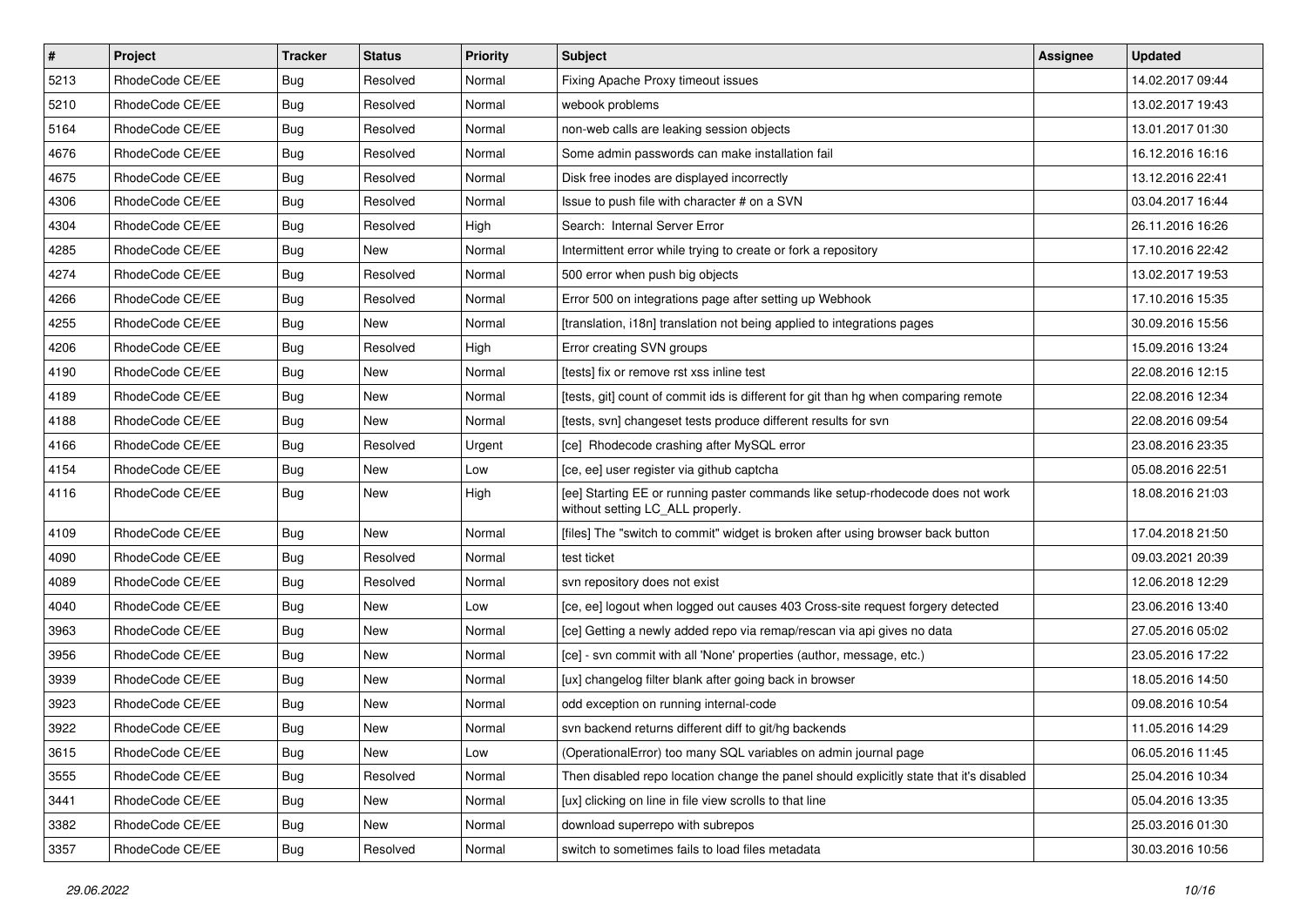| # | Project | Tracker | Status | Priority | Subject | Assignee | Updated |
|---|---|---|---|---|---|---|---|
| 5213 | RhodeCode CE/EE | Bug | Resolved | Normal | Fixing Apache Proxy timeout issues | | 14.02.2017 09:44 |
| 5210 | RhodeCode CE/EE | Bug | Resolved | Normal | webook problems | | 13.02.2017 19:43 |
| 5164 | RhodeCode CE/EE | Bug | Resolved | Normal | non-web calls are leaking session objects | | 13.01.2017 01:30 |
| 4676 | RhodeCode CE/EE | Bug | Resolved | Normal | Some admin passwords can make installation fail | | 16.12.2016 16:16 |
| 4675 | RhodeCode CE/EE | Bug | Resolved | Normal | Disk free inodes are displayed incorrectly | | 13.12.2016 22:41 |
| 4306 | RhodeCode CE/EE | Bug | Resolved | Normal | Issue to push file with character # on a SVN | | 03.04.2017 16:44 |
| 4304 | RhodeCode CE/EE | Bug | Resolved | High | Search: Internal Server Error | | 26.11.2016 16:26 |
| 4285 | RhodeCode CE/EE | Bug | New | Normal | Intermittent error while trying to create or fork a repository | | 17.10.2016 22:42 |
| 4274 | RhodeCode CE/EE | Bug | Resolved | Normal | 500 error when push big objects | | 13.02.2017 19:53 |
| 4266 | RhodeCode CE/EE | Bug | Resolved | Normal | Error 500 on integrations page after setting up Webhook | | 17.10.2016 15:35 |
| 4255 | RhodeCode CE/EE | Bug | New | Normal | [translation, i18n] translation not being applied to integrations pages | | 30.09.2016 15:56 |
| 4206 | RhodeCode CE/EE | Bug | Resolved | High | Error creating SVN groups | | 15.09.2016 13:24 |
| 4190 | RhodeCode CE/EE | Bug | New | Normal | [tests] fix or remove rst xss inline test | | 22.08.2016 12:15 |
| 4189 | RhodeCode CE/EE | Bug | New | Normal | [tests, git] count of commit ids is different for git than hg when comparing remote | | 22.08.2016 12:34 |
| 4188 | RhodeCode CE/EE | Bug | New | Normal | [tests, svn] changeset tests produce different results for svn | | 22.08.2016 09:54 |
| 4166 | RhodeCode CE/EE | Bug | Resolved | Urgent | [ce] Rhodecode crashing after MySQL error | | 23.08.2016 23:35 |
| 4154 | RhodeCode CE/EE | Bug | New | Low | [ce, ee] user register via github captcha | | 05.08.2016 22:51 |
| 4116 | RhodeCode CE/EE | Bug | New | High | [ee] Starting EE or running paster commands like setup-rhodecode does not work without setting LC_ALL properly. | | 18.08.2016 21:03 |
| 4109 | RhodeCode CE/EE | Bug | New | Normal | [files] The "switch to commit" widget is broken after using browser back button | | 17.04.2018 21:50 |
| 4090 | RhodeCode CE/EE | Bug | Resolved | Normal | test ticket | | 09.03.2021 20:39 |
| 4089 | RhodeCode CE/EE | Bug | Resolved | Normal | svn repository does not exist | | 12.06.2018 12:29 |
| 4040 | RhodeCode CE/EE | Bug | New | Low | [ce, ee] logout when logged out causes 403 Cross-site request forgery detected | | 23.06.2016 13:40 |
| 3963 | RhodeCode CE/EE | Bug | New | Normal | [ce] Getting a newly added repo via remap/rescan via api gives no data | | 27.05.2016 05:02 |
| 3956 | RhodeCode CE/EE | Bug | New | Normal | [ce] - svn commit with all 'None' properties (author, message, etc.) | | 23.05.2016 17:22 |
| 3939 | RhodeCode CE/EE | Bug | New | Normal | [ux] changelog filter blank after going back in browser | | 18.05.2016 14:50 |
| 3923 | RhodeCode CE/EE | Bug | New | Normal | odd exception on running internal-code | | 09.08.2016 10:54 |
| 3922 | RhodeCode CE/EE | Bug | New | Normal | svn backend returns different diff to git/hg backends | | 11.05.2016 14:29 |
| 3615 | RhodeCode CE/EE | Bug | New | Low | (OperationalError) too many SQL variables on admin journal page | | 06.05.2016 11:45 |
| 3555 | RhodeCode CE/EE | Bug | Resolved | Normal | Then disabled repo location change the panel should explicitly state that it's disabled | | 25.04.2016 10:34 |
| 3441 | RhodeCode CE/EE | Bug | New | Normal | [ux] clicking on line in file view scrolls to that line | | 05.04.2016 13:35 |
| 3382 | RhodeCode CE/EE | Bug | New | Normal | download superrepo with subrepos | | 25.03.2016 01:30 |
| 3357 | RhodeCode CE/EE | Bug | Resolved | Normal | switch to sometimes fails to load files metadata | | 30.03.2016 10:56 |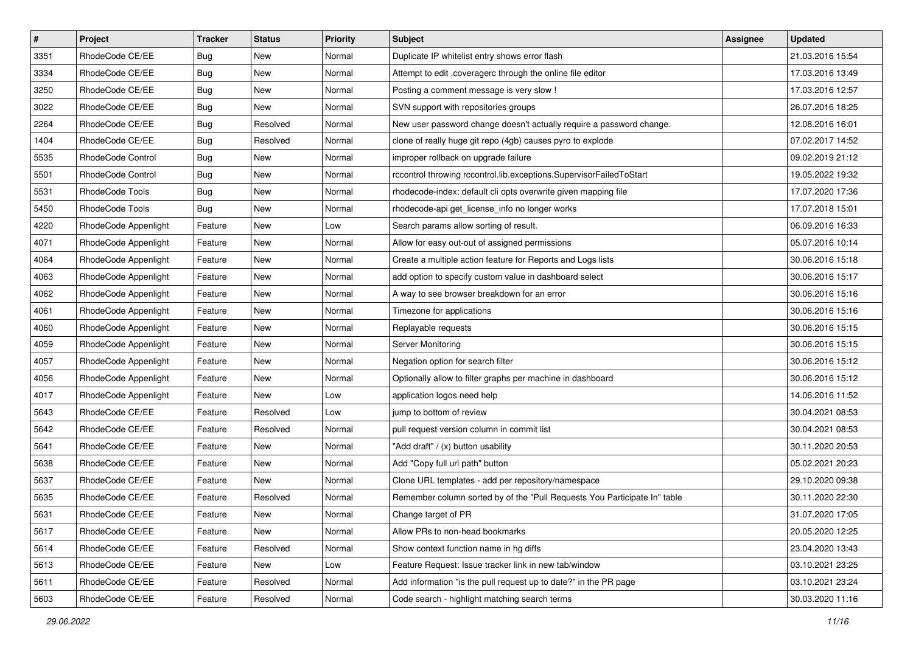| # | Project | Tracker | Status | Priority | Subject | Assignee | Updated |
|---|---|---|---|---|---|---|---|
| 3351 | RhodeCode CE/EE | Bug | New | Normal | Duplicate IP whitelist entry shows error flash | | 21.03.2016 15:54 |
| 3334 | RhodeCode CE/EE | Bug | New | Normal | Attempt to edit .coveragerc through the online file editor | | 17.03.2016 13:49 |
| 3250 | RhodeCode CE/EE | Bug | New | Normal | Posting a comment message is very slow ! | | 17.03.2016 12:57 |
| 3022 | RhodeCode CE/EE | Bug | New | Normal | SVN support with repositories groups | | 26.07.2016 18:25 |
| 2264 | RhodeCode CE/EE | Bug | Resolved | Normal | New user password change doesn't actually require a password change. | | 12.08.2016 16:01 |
| 1404 | RhodeCode CE/EE | Bug | Resolved | Normal | clone of really huge git repo (4gb) causes pyro to explode | | 07.02.2017 14:52 |
| 5535 | RhodeCode Control | Bug | New | Normal | improper rollback on upgrade failure | | 09.02.2019 21:12 |
| 5501 | RhodeCode Control | Bug | New | Normal | rccontrol throwing rccontrol.lib.exceptions.SupervisorFailedToStart | | 19.05.2022 19:32 |
| 5531 | RhodeCode Tools | Bug | New | Normal | rhodecode-index: default cli opts overwrite given mapping file | | 17.07.2020 17:36 |
| 5450 | RhodeCode Tools | Bug | New | Normal | rhodecode-api get_license_info no longer works | | 17.07.2018 15:01 |
| 4220 | RhodeCode Appenlight | Feature | New | Low | Search params allow sorting of result. | | 06.09.2016 16:33 |
| 4071 | RhodeCode Appenlight | Feature | New | Normal | Allow for easy out-out of assigned permissions | | 05.07.2016 10:14 |
| 4064 | RhodeCode Appenlight | Feature | New | Normal | Create a multiple action feature for Reports and Logs lists | | 30.06.2016 15:18 |
| 4063 | RhodeCode Appenlight | Feature | New | Normal | add option to specify custom value in dashboard select | | 30.06.2016 15:17 |
| 4062 | RhodeCode Appenlight | Feature | New | Normal | A way to see browser breakdown for an error | | 30.06.2016 15:16 |
| 4061 | RhodeCode Appenlight | Feature | New | Normal | Timezone for applications | | 30.06.2016 15:16 |
| 4060 | RhodeCode Appenlight | Feature | New | Normal | Replayable requests | | 30.06.2016 15:15 |
| 4059 | RhodeCode Appenlight | Feature | New | Normal | Server Monitoring | | 30.06.2016 15:15 |
| 4057 | RhodeCode Appenlight | Feature | New | Normal | Negation option for search filter | | 30.06.2016 15:12 |
| 4056 | RhodeCode Appenlight | Feature | New | Normal | Optionally allow to filter graphs per machine in dashboard | | 30.06.2016 15:12 |
| 4017 | RhodeCode Appenlight | Feature | New | Low | application logos need help | | 14.06.2016 11:52 |
| 5643 | RhodeCode CE/EE | Feature | Resolved | Low | jump to bottom of review | | 30.04.2021 08:53 |
| 5642 | RhodeCode CE/EE | Feature | Resolved | Normal | pull request version column in commit list | | 30.04.2021 08:53 |
| 5641 | RhodeCode CE/EE | Feature | New | Normal | "Add draft" / (x) button usability | | 30.11.2020 20:53 |
| 5638 | RhodeCode CE/EE | Feature | New | Normal | Add "Copy full url path" button | | 05.02.2021 20:23 |
| 5637 | RhodeCode CE/EE | Feature | New | Normal | Clone URL templates - add per repository/namespace | | 29.10.2020 09:38 |
| 5635 | RhodeCode CE/EE | Feature | Resolved | Normal | Remember column sorted by of the "Pull Requests You Participate In" table | | 30.11.2020 22:30 |
| 5631 | RhodeCode CE/EE | Feature | New | Normal | Change target of PR | | 31.07.2020 17:05 |
| 5617 | RhodeCode CE/EE | Feature | New | Normal | Allow PRs to non-head bookmarks | | 20.05.2020 12:25 |
| 5614 | RhodeCode CE/EE | Feature | Resolved | Normal | Show context function name in hg diffs | | 23.04.2020 13:43 |
| 5613 | RhodeCode CE/EE | Feature | New | Low | Feature Request: Issue tracker link in new tab/window | | 03.10.2021 23:25 |
| 5611 | RhodeCode CE/EE | Feature | Resolved | Normal | Add information "is the pull request up to date?" in the PR page | | 03.10.2021 23:24 |
| 5603 | RhodeCode CE/EE | Feature | Resolved | Normal | Code search - highlight matching search terms | | 30.03.2020 11:16 |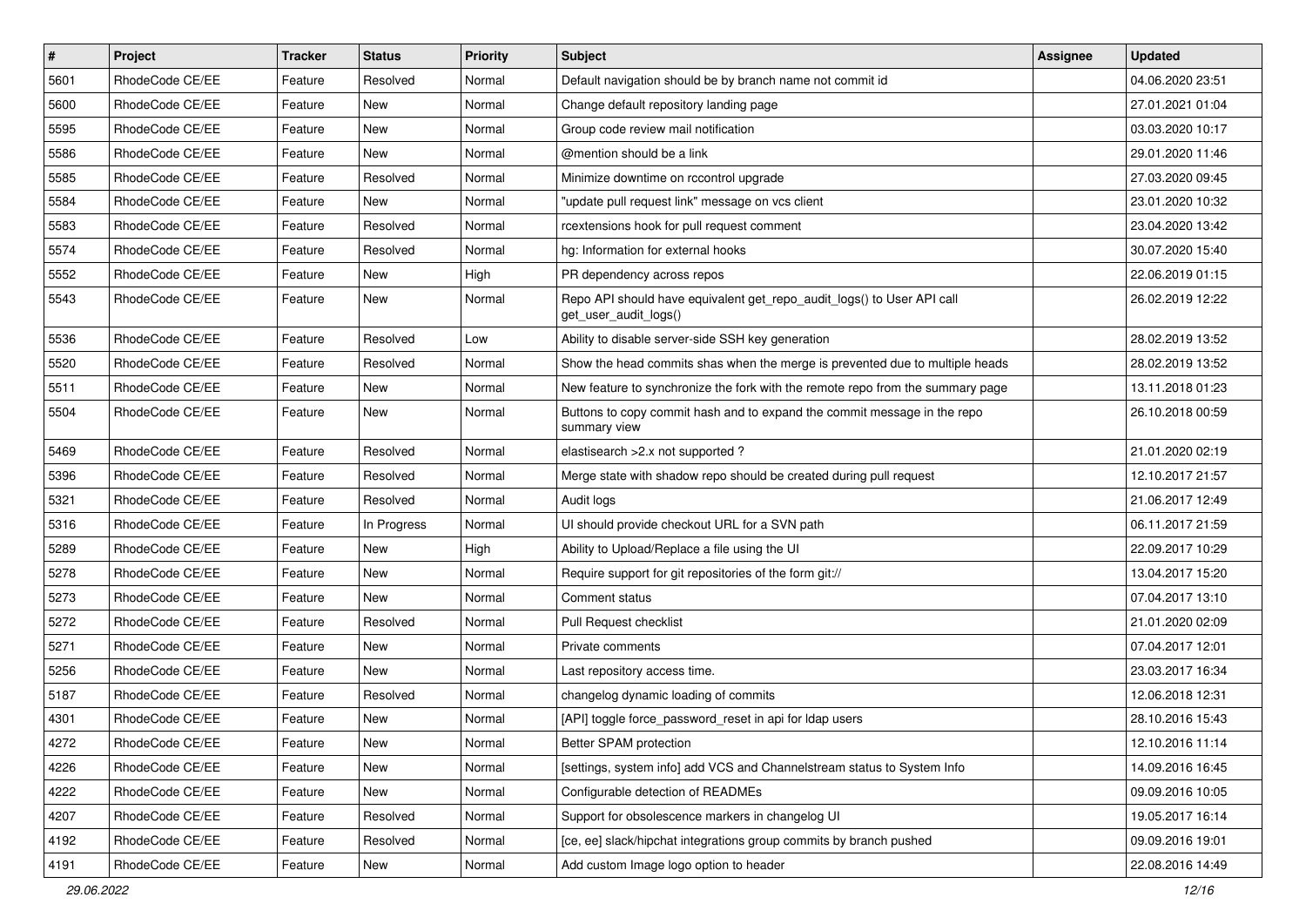| # | Project | Tracker | Status | Priority | Subject | Assignee | Updated |
|---|---|---|---|---|---|---|---|
| 5601 | RhodeCode CE/EE | Feature | Resolved | Normal | Default navigation should be by branch name not commit id | | 04.06.2020 23:51 |
| 5600 | RhodeCode CE/EE | Feature | New | Normal | Change default repository landing page | | 27.01.2021 01:04 |
| 5595 | RhodeCode CE/EE | Feature | New | Normal | Group code review mail notification | | 03.03.2020 10:17 |
| 5586 | RhodeCode CE/EE | Feature | New | Normal | @mention should be a link | | 29.01.2020 11:46 |
| 5585 | RhodeCode CE/EE | Feature | Resolved | Normal | Minimize downtime on rccontrol upgrade | | 27.03.2020 09:45 |
| 5584 | RhodeCode CE/EE | Feature | New | Normal | "update pull request link" message on vcs client | | 23.01.2020 10:32 |
| 5583 | RhodeCode CE/EE | Feature | Resolved | Normal | rcextensions hook for pull request comment | | 23.04.2020 13:42 |
| 5574 | RhodeCode CE/EE | Feature | Resolved | Normal | hg: Information for external hooks | | 30.07.2020 15:40 |
| 5552 | RhodeCode CE/EE | Feature | New | High | PR dependency across repos | | 22.06.2019 01:15 |
| 5543 | RhodeCode CE/EE | Feature | New | Normal | Repo API should have equivalent get_repo_audit_logs() to User API call get_user_audit_logs() | | 26.02.2019 12:22 |
| 5536 | RhodeCode CE/EE | Feature | Resolved | Low | Ability to disable server-side SSH key generation | | 28.02.2019 13:52 |
| 5520 | RhodeCode CE/EE | Feature | Resolved | Normal | Show the head commits shas when the merge is prevented due to multiple heads | | 28.02.2019 13:52 |
| 5511 | RhodeCode CE/EE | Feature | New | Normal | New feature to synchronize the fork with the remote repo from the summary page | | 13.11.2018 01:23 |
| 5504 | RhodeCode CE/EE | Feature | New | Normal | Buttons to copy commit hash and to expand the commit message in the repo summary view | | 26.10.2018 00:59 |
| 5469 | RhodeCode CE/EE | Feature | Resolved | Normal | elastisearch >2.x not supported ? | | 21.01.2020 02:19 |
| 5396 | RhodeCode CE/EE | Feature | Resolved | Normal | Merge state with shadow repo should be created during pull request | | 12.10.2017 21:57 |
| 5321 | RhodeCode CE/EE | Feature | Resolved | Normal | Audit logs | | 21.06.2017 12:49 |
| 5316 | RhodeCode CE/EE | Feature | In Progress | Normal | UI should provide checkout URL for a SVN path | | 06.11.2017 21:59 |
| 5289 | RhodeCode CE/EE | Feature | New | High | Ability to Upload/Replace a file using the UI | | 22.09.2017 10:29 |
| 5278 | RhodeCode CE/EE | Feature | New | Normal | Require support for git repositories of the form git:// | | 13.04.2017 15:20 |
| 5273 | RhodeCode CE/EE | Feature | New | Normal | Comment status | | 07.04.2017 13:10 |
| 5272 | RhodeCode CE/EE | Feature | Resolved | Normal | Pull Request checklist | | 21.01.2020 02:09 |
| 5271 | RhodeCode CE/EE | Feature | New | Normal | Private comments | | 07.04.2017 12:01 |
| 5256 | RhodeCode CE/EE | Feature | New | Normal | Last repository access time. | | 23.03.2017 16:34 |
| 5187 | RhodeCode CE/EE | Feature | Resolved | Normal | changelog dynamic loading of commits | | 12.06.2018 12:31 |
| 4301 | RhodeCode CE/EE | Feature | New | Normal | [API] toggle force_password_reset in api for ldap users | | 28.10.2016 15:43 |
| 4272 | RhodeCode CE/EE | Feature | New | Normal | Better SPAM protection | | 12.10.2016 11:14 |
| 4226 | RhodeCode CE/EE | Feature | New | Normal | [settings, system info] add VCS and Channelstream status to System Info | | 14.09.2016 16:45 |
| 4222 | RhodeCode CE/EE | Feature | New | Normal | Configurable detection of READMEs | | 09.09.2016 10:05 |
| 4207 | RhodeCode CE/EE | Feature | Resolved | Normal | Support for obsolescence markers in changelog UI | | 19.05.2017 16:14 |
| 4192 | RhodeCode CE/EE | Feature | Resolved | Normal | [ce, ee] slack/hipchat integrations group commits by branch pushed | | 09.09.2016 19:01 |
| 4191 | RhodeCode CE/EE | Feature | New | Normal | Add custom Image logo option to header | | 22.08.2016 14:49 |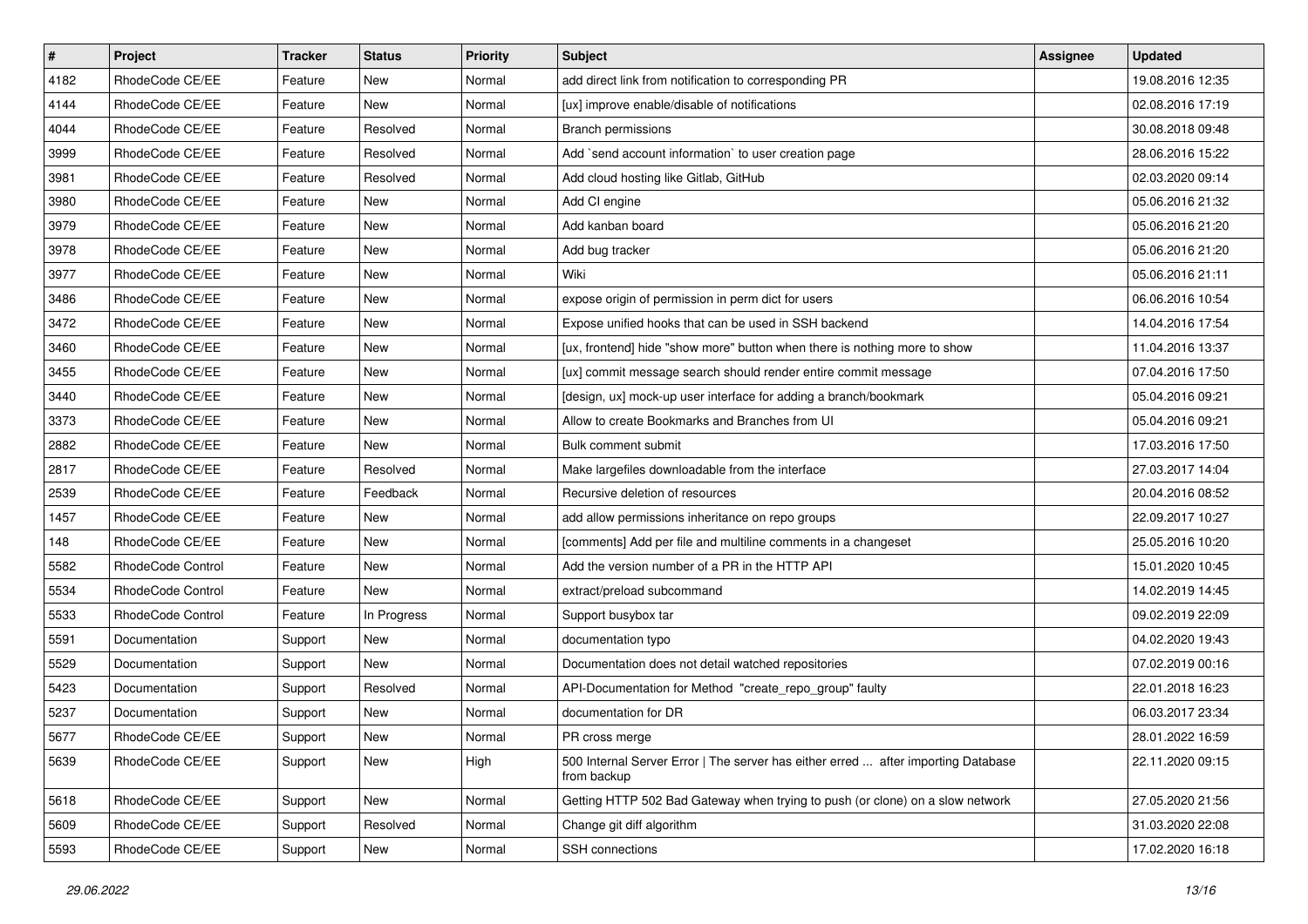| # | Project | Tracker | Status | Priority | Subject | Assignee | Updated |
|---|---|---|---|---|---|---|---|
| 4182 | RhodeCode CE/EE | Feature | New | Normal | add direct link from notification to corresponding PR | | 19.08.2016 12:35 |
| 4144 | RhodeCode CE/EE | Feature | New | Normal | [ux] improve enable/disable of notifications | | 02.08.2016 17:19 |
| 4044 | RhodeCode CE/EE | Feature | Resolved | Normal | Branch permissions | | 30.08.2018 09:48 |
| 3999 | RhodeCode CE/EE | Feature | Resolved | Normal | Add `send account information` to user creation page | | 28.06.2016 15:22 |
| 3981 | RhodeCode CE/EE | Feature | Resolved | Normal | Add cloud hosting like Gitlab, GitHub | | 02.03.2020 09:14 |
| 3980 | RhodeCode CE/EE | Feature | New | Normal | Add CI engine | | 05.06.2016 21:32 |
| 3979 | RhodeCode CE/EE | Feature | New | Normal | Add kanban board | | 05.06.2016 21:20 |
| 3978 | RhodeCode CE/EE | Feature | New | Normal | Add bug tracker | | 05.06.2016 21:20 |
| 3977 | RhodeCode CE/EE | Feature | New | Normal | Wiki | | 05.06.2016 21:11 |
| 3486 | RhodeCode CE/EE | Feature | New | Normal | expose origin of permission in perm dict for users | | 06.06.2016 10:54 |
| 3472 | RhodeCode CE/EE | Feature | New | Normal | Expose unified hooks that can be used in SSH backend | | 14.04.2016 17:54 |
| 3460 | RhodeCode CE/EE | Feature | New | Normal | [ux, frontend] hide "show more" button when there is nothing more to show | | 11.04.2016 13:37 |
| 3455 | RhodeCode CE/EE | Feature | New | Normal | [ux] commit message search should render entire commit message | | 07.04.2016 17:50 |
| 3440 | RhodeCode CE/EE | Feature | New | Normal | [design, ux] mock-up user interface for adding a branch/bookmark | | 05.04.2016 09:21 |
| 3373 | RhodeCode CE/EE | Feature | New | Normal | Allow to create Bookmarks and Branches from UI | | 05.04.2016 09:21 |
| 2882 | RhodeCode CE/EE | Feature | New | Normal | Bulk comment submit | | 17.03.2016 17:50 |
| 2817 | RhodeCode CE/EE | Feature | Resolved | Normal | Make largefiles downloadable from the interface | | 27.03.2017 14:04 |
| 2539 | RhodeCode CE/EE | Feature | Feedback | Normal | Recursive deletion of resources | | 20.04.2016 08:52 |
| 1457 | RhodeCode CE/EE | Feature | New | Normal | add allow permissions inheritance on repo groups | | 22.09.2017 10:27 |
| 148 | RhodeCode CE/EE | Feature | New | Normal | [comments] Add per file and multiline comments in a changeset | | 25.05.2016 10:20 |
| 5582 | RhodeCode Control | Feature | New | Normal | Add the version number of a PR in the HTTP API | | 15.01.2020 10:45 |
| 5534 | RhodeCode Control | Feature | New | Normal | extract/preload subcommand | | 14.02.2019 14:45 |
| 5533 | RhodeCode Control | Feature | In Progress | Normal | Support busybox tar | | 09.02.2019 22:09 |
| 5591 | Documentation | Support | New | Normal | documentation typo | | 04.02.2020 19:43 |
| 5529 | Documentation | Support | New | Normal | Documentation does not detail watched repositories | | 07.02.2019 00:16 |
| 5423 | Documentation | Support | Resolved | Normal | API-Documentation for Method "create_repo_group" faulty | | 22.01.2018 16:23 |
| 5237 | Documentation | Support | New | Normal | documentation for DR | | 06.03.2017 23:34 |
| 5677 | RhodeCode CE/EE | Support | New | Normal | PR cross merge | | 28.01.2022 16:59 |
| 5639 | RhodeCode CE/EE | Support | New | High | 500 Internal Server Error \| The server has either erred ... after importing Database from backup | | 22.11.2020 09:15 |
| 5618 | RhodeCode CE/EE | Support | New | Normal | Getting HTTP 502 Bad Gateway when trying to push (or clone) on a slow network | | 27.05.2020 21:56 |
| 5609 | RhodeCode CE/EE | Support | Resolved | Normal | Change git diff algorithm | | 31.03.2020 22:08 |
| 5593 | RhodeCode CE/EE | Support | New | Normal | SSH connections | | 17.02.2020 16:18 |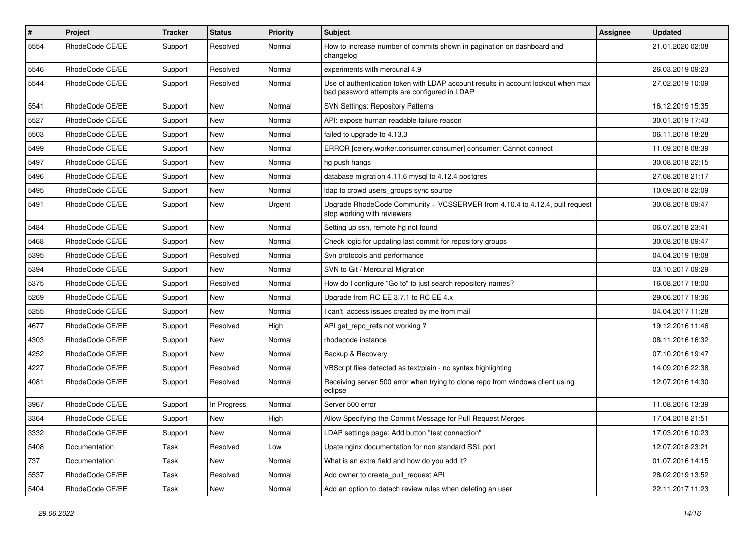| # | Project | Tracker | Status | Priority | Subject | Assignee | Updated |
|---|---|---|---|---|---|---|---|
| 5554 | RhodeCode CE/EE | Support | Resolved | Normal | How to increase number of commits shown in pagination on dashboard and changelog | | 21.01.2020 02:08 |
| 5546 | RhodeCode CE/EE | Support | Resolved | Normal | experiments with mercurial 4.9 | | 26.03.2019 09:23 |
| 5544 | RhodeCode CE/EE | Support | Resolved | Normal | Use of authentication token with LDAP account results in account lockout when max bad password attempts are configured in LDAP | | 27.02.2019 10:09 |
| 5541 | RhodeCode CE/EE | Support | New | Normal | SVN Settings: Repository Patterns | | 16.12.2019 15:35 |
| 5527 | RhodeCode CE/EE | Support | New | Normal | API: expose human readable failure reason | | 30.01.2019 17:43 |
| 5503 | RhodeCode CE/EE | Support | New | Normal | failed to upgrade to 4.13.3 | | 06.11.2018 18:28 |
| 5499 | RhodeCode CE/EE | Support | New | Normal | ERROR [celery.worker.consumer.consumer] consumer: Cannot connect | | 11.09.2018 08:39 |
| 5497 | RhodeCode CE/EE | Support | New | Normal | hg push hangs | | 30.08.2018 22:15 |
| 5496 | RhodeCode CE/EE | Support | New | Normal | database migration 4.11.6 mysql to 4.12.4 postgres | | 27.08.2018 21:17 |
| 5495 | RhodeCode CE/EE | Support | New | Normal | ldap to crowd users_groups sync source | | 10.09.2018 22:09 |
| 5491 | RhodeCode CE/EE | Support | New | Urgent | Upgrade RhodeCode Community + VCSSERVER from 4.10.4 to 4.12.4, pull request stop working with reviewers | | 30.08.2018 09:47 |
| 5484 | RhodeCode CE/EE | Support | New | Normal | Setting up ssh, remote hg not found | | 06.07.2018 23:41 |
| 5468 | RhodeCode CE/EE | Support | New | Normal | Check logic for updating last commit for repository groups | | 30.08.2018 09:47 |
| 5395 | RhodeCode CE/EE | Support | Resolved | Normal | Svn protocols and performance | | 04.04.2019 18:08 |
| 5394 | RhodeCode CE/EE | Support | New | Normal | SVN to Git / Mercurial Migration | | 03.10.2017 09:29 |
| 5375 | RhodeCode CE/EE | Support | Resolved | Normal | How do I configure "Go to" to just search repository names? | | 16.08.2017 18:00 |
| 5269 | RhodeCode CE/EE | Support | New | Normal | Upgrade from RC EE 3.7.1 to RC EE 4.x | | 29.06.2017 19:36 |
| 5255 | RhodeCode CE/EE | Support | New | Normal | I can't access issues created by me from mail | | 04.04.2017 11:28 |
| 4677 | RhodeCode CE/EE | Support | Resolved | High | API get_repo_refs not working ? | | 19.12.2016 11:46 |
| 4303 | RhodeCode CE/EE | Support | New | Normal | rhodecode instance | | 08.11.2016 16:32 |
| 4252 | RhodeCode CE/EE | Support | New | Normal | Backup & Recovery | | 07.10.2016 19:47 |
| 4227 | RhodeCode CE/EE | Support | Resolved | Normal | VBScript files detected as text/plain - no syntax highlighting | | 14.09.2016 22:38 |
| 4081 | RhodeCode CE/EE | Support | Resolved | Normal | Receiving server 500 error when trying to clone repo from windows client using eclipse | | 12.07.2016 14:30 |
| 3967 | RhodeCode CE/EE | Support | In Progress | Normal | Server 500 error | | 11.08.2016 13:39 |
| 3364 | RhodeCode CE/EE | Support | New | High | Allow Specifying the Commit Message for Pull Request Merges | | 17.04.2018 21:51 |
| 3332 | RhodeCode CE/EE | Support | New | Normal | LDAP settings page: Add button "test connection" | | 17.03.2016 10:23 |
| 5408 | Documentation | Task | Resolved | Low | Upate nginx documentation for non standard SSL port | | 12.07.2018 23:21 |
| 737 | Documentation | Task | New | Normal | What is an extra field and how do you add it? | | 01.07.2016 14:15 |
| 5537 | RhodeCode CE/EE | Task | Resolved | Normal | Add owner to create_pull_request API | | 28.02.2019 13:52 |
| 5404 | RhodeCode CE/EE | Task | New | Normal | Add an option to detach review rules when deleting an user | | 22.11.2017 11:23 |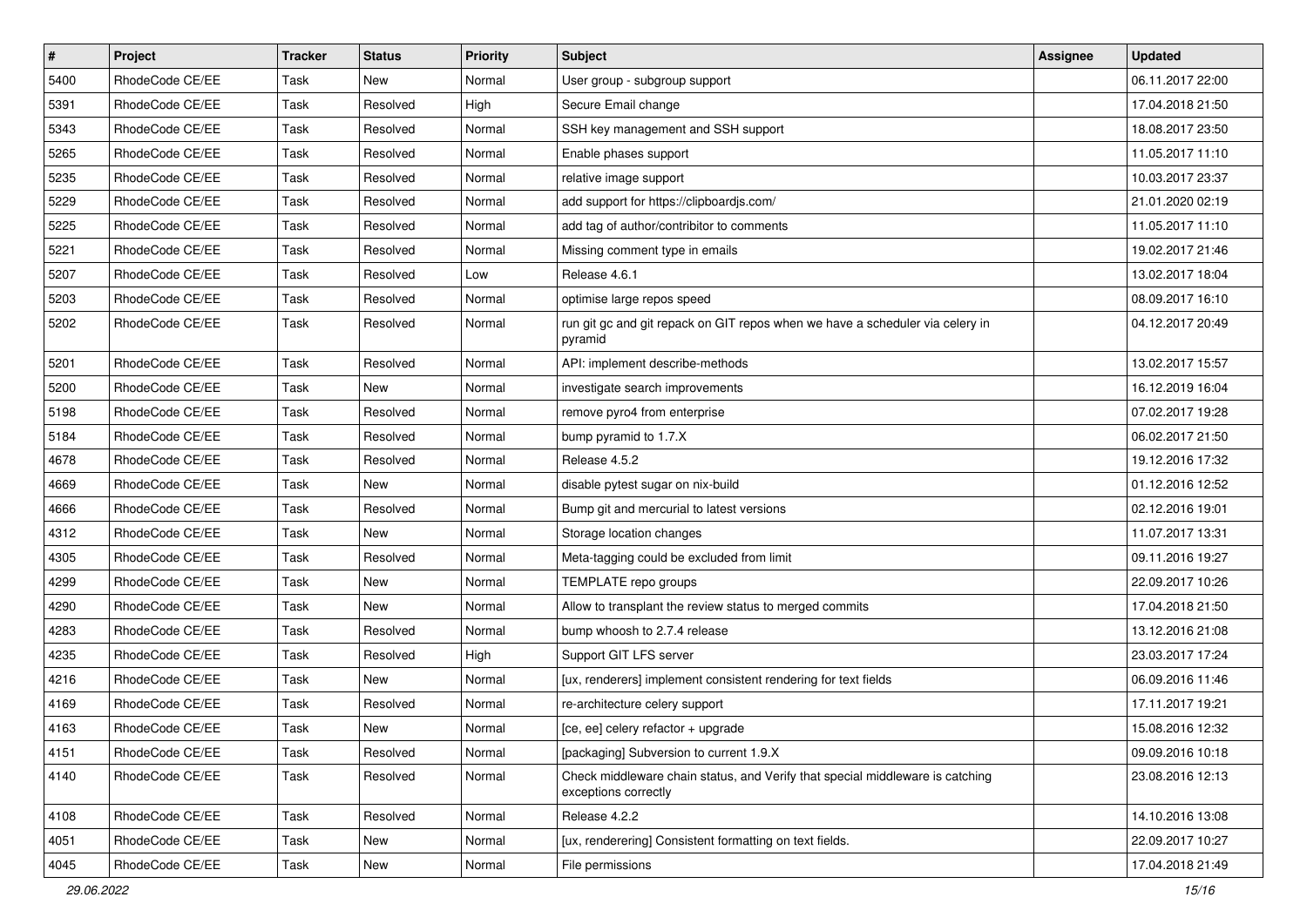| # | Project | Tracker | Status | Priority | Subject | Assignee | Updated |
| --- | --- | --- | --- | --- | --- | --- | --- |
| 5400 | RhodeCode CE/EE | Task | New | Normal | User group - subgroup support | | 06.11.2017 22:00 |
| 5391 | RhodeCode CE/EE | Task | Resolved | High | Secure Email change | | 17.04.2018 21:50 |
| 5343 | RhodeCode CE/EE | Task | Resolved | Normal | SSH key management and SSH support | | 18.08.2017 23:50 |
| 5265 | RhodeCode CE/EE | Task | Resolved | Normal | Enable phases support | | 11.05.2017 11:10 |
| 5235 | RhodeCode CE/EE | Task | Resolved | Normal | relative image support | | 10.03.2017 23:37 |
| 5229 | RhodeCode CE/EE | Task | Resolved | Normal | add support for https://clipboardjs.com/ | | 21.01.2020 02:19 |
| 5225 | RhodeCode CE/EE | Task | Resolved | Normal | add tag of author/contribitor to comments | | 11.05.2017 11:10 |
| 5221 | RhodeCode CE/EE | Task | Resolved | Normal | Missing comment type in emails | | 19.02.2017 21:46 |
| 5207 | RhodeCode CE/EE | Task | Resolved | Low | Release 4.6.1 | | 13.02.2017 18:04 |
| 5203 | RhodeCode CE/EE | Task | Resolved | Normal | optimise large repos speed | | 08.09.2017 16:10 |
| 5202 | RhodeCode CE/EE | Task | Resolved | Normal | run git gc and git repack on GIT repos when we have a scheduler via celery in pyramid | | 04.12.2017 20:49 |
| 5201 | RhodeCode CE/EE | Task | Resolved | Normal | API: implement describe-methods | | 13.02.2017 15:57 |
| 5200 | RhodeCode CE/EE | Task | New | Normal | investigate search improvements | | 16.12.2019 16:04 |
| 5198 | RhodeCode CE/EE | Task | Resolved | Normal | remove pyro4 from enterprise | | 07.02.2017 19:28 |
| 5184 | RhodeCode CE/EE | Task | Resolved | Normal | bump pyramid to 1.7.X | | 06.02.2017 21:50 |
| 4678 | RhodeCode CE/EE | Task | Resolved | Normal | Release 4.5.2 | | 19.12.2016 17:32 |
| 4669 | RhodeCode CE/EE | Task | New | Normal | disable pytest sugar on nix-build | | 01.12.2016 12:52 |
| 4666 | RhodeCode CE/EE | Task | Resolved | Normal | Bump git and mercurial to latest versions | | 02.12.2016 19:01 |
| 4312 | RhodeCode CE/EE | Task | New | Normal | Storage location changes | | 11.07.2017 13:31 |
| 4305 | RhodeCode CE/EE | Task | Resolved | Normal | Meta-tagging could be excluded from limit | | 09.11.2016 19:27 |
| 4299 | RhodeCode CE/EE | Task | New | Normal | TEMPLATE repo groups | | 22.09.2017 10:26 |
| 4290 | RhodeCode CE/EE | Task | New | Normal | Allow to transplant the review status to merged commits | | 17.04.2018 21:50 |
| 4283 | RhodeCode CE/EE | Task | Resolved | Normal | bump whoosh to 2.7.4 release | | 13.12.2016 21:08 |
| 4235 | RhodeCode CE/EE | Task | Resolved | High | Support GIT LFS server | | 23.03.2017 17:24 |
| 4216 | RhodeCode CE/EE | Task | New | Normal | [ux, renderers] implement consistent rendering for text fields | | 06.09.2016 11:46 |
| 4169 | RhodeCode CE/EE | Task | Resolved | Normal | re-architecture celery support | | 17.11.2017 19:21 |
| 4163 | RhodeCode CE/EE | Task | New | Normal | [ce, ee] celery refactor + upgrade | | 15.08.2016 12:32 |
| 4151 | RhodeCode CE/EE | Task | Resolved | Normal | [packaging] Subversion to current 1.9.X | | 09.09.2016 10:18 |
| 4140 | RhodeCode CE/EE | Task | Resolved | Normal | Check middleware chain status, and Verify that special middleware is catching exceptions correctly | | 23.08.2016 12:13 |
| 4108 | RhodeCode CE/EE | Task | Resolved | Normal | Release 4.2.2 | | 14.10.2016 13:08 |
| 4051 | RhodeCode CE/EE | Task | New | Normal | [ux, renderering] Consistent formatting on text fields. | | 22.09.2017 10:27 |
| 4045 | RhodeCode CE/EE | Task | New | Normal | File permissions | | 17.04.2018 21:49 |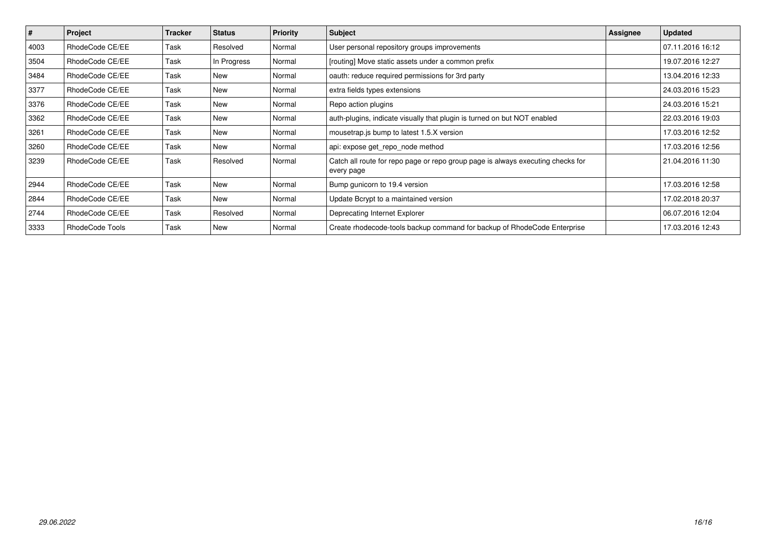| # | Project | Tracker | Status | Priority | Subject | Assignee | Updated |
|---|---|---|---|---|---|---|---|
| 4003 | RhodeCode CE/EE | Task | Resolved | Normal | User personal repository groups improvements | | 07.11.2016 16:12 |
| 3504 | RhodeCode CE/EE | Task | In Progress | Normal | [routing] Move static assets under a common prefix | | 19.07.2016 12:27 |
| 3484 | RhodeCode CE/EE | Task | New | Normal | oauth: reduce required permissions for 3rd party | | 13.04.2016 12:33 |
| 3377 | RhodeCode CE/EE | Task | New | Normal | extra fields types extensions | | 24.03.2016 15:23 |
| 3376 | RhodeCode CE/EE | Task | New | Normal | Repo action plugins | | 24.03.2016 15:21 |
| 3362 | RhodeCode CE/EE | Task | New | Normal | auth-plugins, indicate visually that plugin is turned on but NOT enabled | | 22.03.2016 19:03 |
| 3261 | RhodeCode CE/EE | Task | New | Normal | mousetrap.js bump to latest 1.5.X version | | 17.03.2016 12:52 |
| 3260 | RhodeCode CE/EE | Task | New | Normal | api: expose get_repo_node method | | 17.03.2016 12:56 |
| 3239 | RhodeCode CE/EE | Task | Resolved | Normal | Catch all route for repo page or repo group page is always executing checks for every page | | 21.04.2016 11:30 |
| 2944 | RhodeCode CE/EE | Task | New | Normal | Bump gunicorn to 19.4 version | | 17.03.2016 12:58 |
| 2844 | RhodeCode CE/EE | Task | New | Normal | Update Bcrypt to a maintained version | | 17.02.2018 20:37 |
| 2744 | RhodeCode CE/EE | Task | Resolved | Normal | Deprecating Internet Explorer | | 06.07.2016 12:04 |
| 3333 | RhodeCode Tools | Task | New | Normal | Create rhodecode-tools backup command for backup of RhodeCode Enterprise | | 17.03.2016 12:43 |

*29.06.2022*